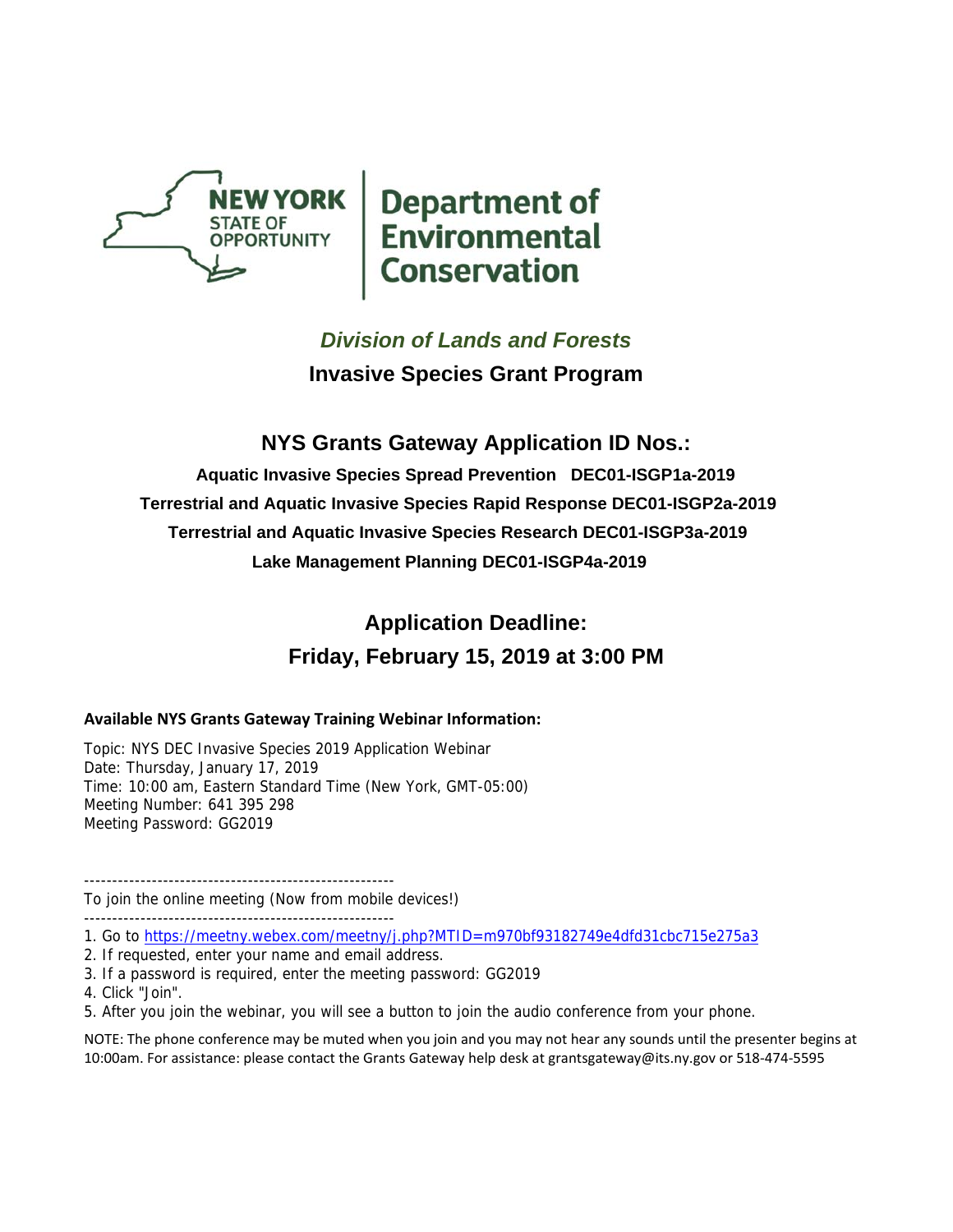NEW YORK STATE OF OPPORTUNITY | Department of Environmental Conservation

## *Division of Lands and Forests*

## Invasive Species Grant Program

## NYS Grants Gateway Application ID Nos.:

**Aquatic Invasive Species Spread Prevention DEC01-ISGP1a-2019**

**Terrestrial and Aquatic Invasive Species Rapid Response DEC01-ISGP2a-2019**

**Terrestrial and Aquatic Invasive Species Research DEC01-ISGP3a-2019**

**Lake Management Planning DEC01-ISGP4a-2019**

## Application Deadline:

## Friday, February 15, 2019 at 3:00 PM

**Available NYS Grants Gateway Training Webinar Information:**

Topic: NYS DEC Invasive Species 2019 Application Webinar
Date: Thursday, January 17, 2019
Time: 10:00 am, Eastern Standard Time (New York, GMT-05:00)
Meeting Number: 641 395 298
Meeting Password: GG2019

-------------------------------------------------------
To join the online meeting (Now from mobile devices!)
-------------------------------------------------------

1. Go to https://meetny.webex.com/meetny/j.php?MTID=m970bf93182749e4dfd31cbc715e275a3
2. If requested, enter your name and email address.
3. If a password is required, enter the meeting password: GG2019
4. Click "Join".
5. After you join the webinar, you will see a button to join the audio conference from your phone.

NOTE: The phone conference may be muted when you join and you may not hear any sounds until the presenter begins at 10:00am. For assistance: please contact the Grants Gateway help desk at grantsgateway@its.ny.gov or 518-474-5595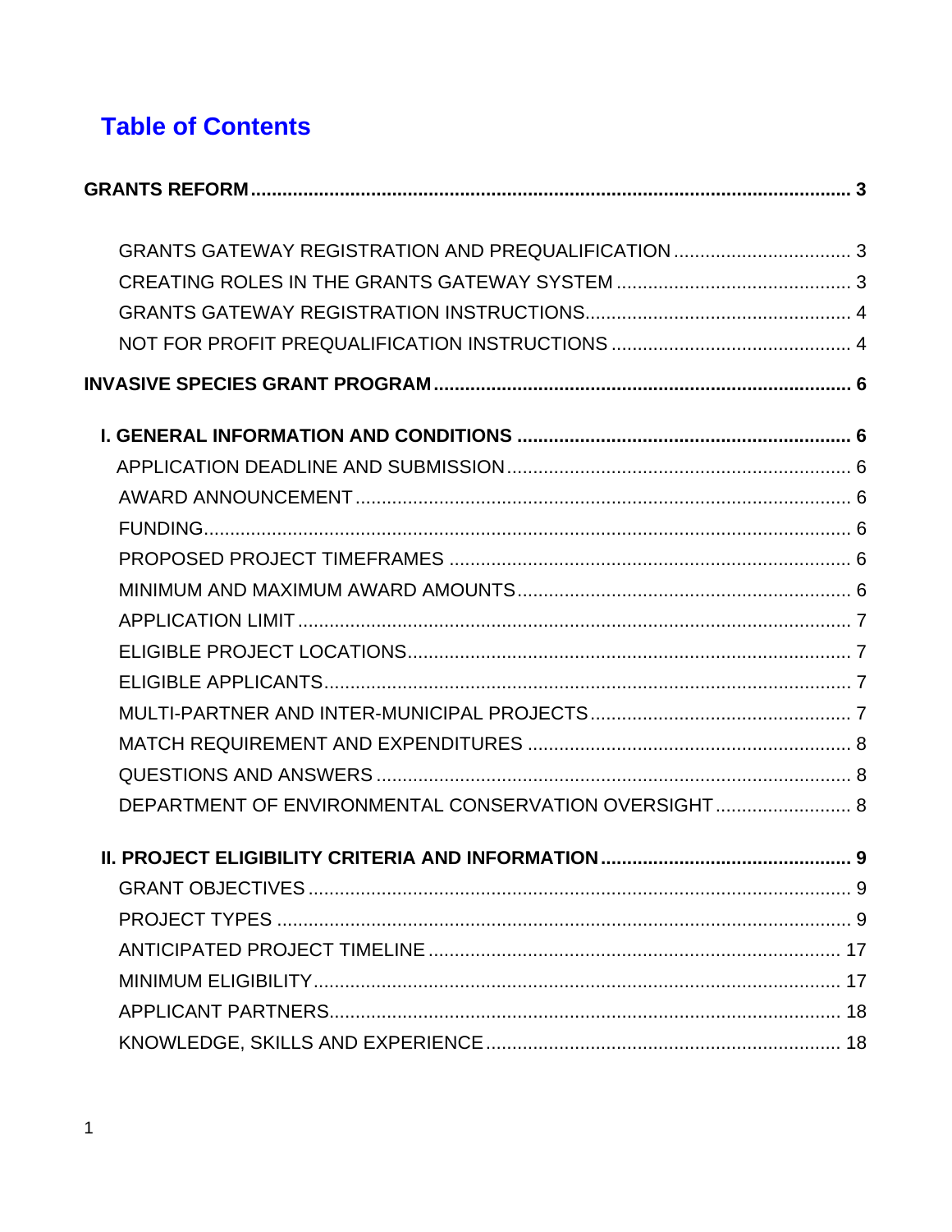# Table of Contents

**GRANTS REFORM** .......... **3**

- GRANTS GATEWAY REGISTRATION AND PREQUALIFICATION .......... 3
- CREATING ROLES IN THE GRANTS GATEWAY SYSTEM .......... 3
- GRANTS GATEWAY REGISTRATION INSTRUCTIONS .......... 4
- NOT FOR PROFIT PREQUALIFICATION INSTRUCTIONS .......... 4

**INVASIVE SPECIES GRANT PROGRAM** .......... **6**

**I. GENERAL INFORMATION AND CONDITIONS** .......... **6**

- APPLICATION DEADLINE AND SUBMISSION .......... 6
- AWARD ANNOUNCEMENT .......... 6
- FUNDING .......... 6
- PROPOSED PROJECT TIMEFRAMES .......... 6
- MINIMUM AND MAXIMUM AWARD AMOUNTS .......... 6
- APPLICATION LIMIT .......... 7
- ELIGIBLE PROJECT LOCATIONS .......... 7
- ELIGIBLE APPLICANTS .......... 7
- MULTI-PARTNER AND INTER-MUNICIPAL PROJECTS .......... 7
- MATCH REQUIREMENT AND EXPENDITURES .......... 8
- QUESTIONS AND ANSWERS .......... 8
- DEPARTMENT OF ENVIRONMENTAL CONSERVATION OVERSIGHT .......... 8

**II. PROJECT ELIGIBILITY CRITERIA AND INFORMATION** .......... **9**

- GRANT OBJECTIVES .......... 9
- PROJECT TYPES .......... 9
- ANTICIPATED PROJECT TIMELINE .......... 17
- MINIMUM ELIGIBILITY .......... 17
- APPLICANT PARTNERS .......... 18
- KNOWLEDGE, SKILLS AND EXPERIENCE .......... 18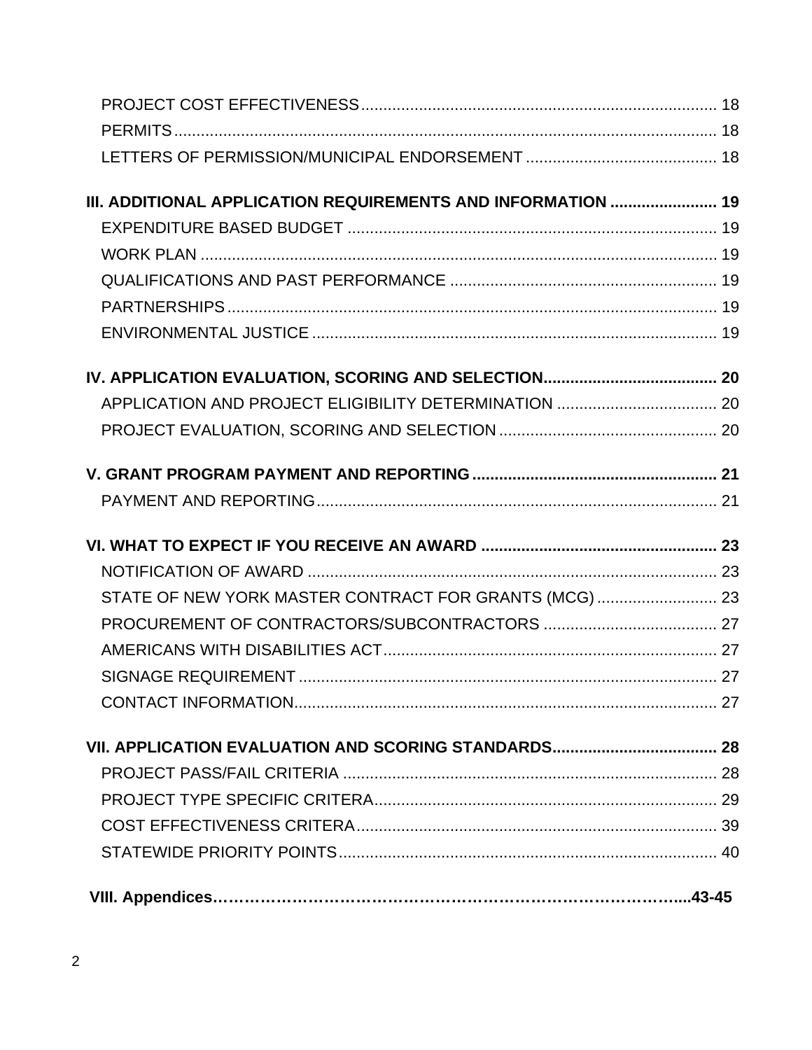PROJECT COST EFFECTIVENESS ................................................................................ 18
PERMITS .......................................................................................................................... 18
LETTERS OF PERMISSION/MUNICIPAL ENDORSEMENT ........................................... 18

**III. ADDITIONAL APPLICATION REQUIREMENTS AND INFORMATION ......................... 19**
EXPENDITURE BASED BUDGET .................................................................................. 19
WORK PLAN ................................................................................................................... 19
QUALIFICATIONS AND PAST PERFORMANCE ............................................................ 19
PARTNERSHIPS ............................................................................................................. 19
ENVIRONMENTAL JUSTICE .......................................................................................... 19

**IV. APPLICATION EVALUATION, SCORING AND SELECTION....................................... 20**
APPLICATION AND PROJECT ELIGIBILITY DETERMINATION .................................... 20
PROJECT EVALUATION, SCORING AND SELECTION ................................................. 20

**V. GRANT PROGRAM PAYMENT AND REPORTING ....................................................... 21**
PAYMENT AND REPORTING ......................................................................................... 21

**VI. WHAT TO EXPECT IF YOU RECEIVE AN AWARD ..................................................... 23**
NOTIFICATION OF AWARD ............................................................................................ 23
STATE OF NEW YORK MASTER CONTRACT FOR GRANTS (MCG) ........................... 23
PROCUREMENT OF CONTRACTORS/SUBCONTRACTORS ....................................... 27
AMERICANS WITH DISABILITIES ACT ........................................................................... 27
SIGNAGE REQUIREMENT ............................................................................................. 27
CONTACT INFORMATION ............................................................................................... 27

**VII. APPLICATION EVALUATION AND SCORING STANDARDS..................................... 28**
PROJECT PASS/FAIL CRITERIA .................................................................................... 28
PROJECT TYPE SPECIFIC CRITERA ............................................................................. 29
COST EFFECTIVENESS CRITERA ................................................................................. 39
STATEWIDE PRIORITY POINTS ..................................................................................... 40

**VIII. Appendices……………………………………………………………………………....43-45**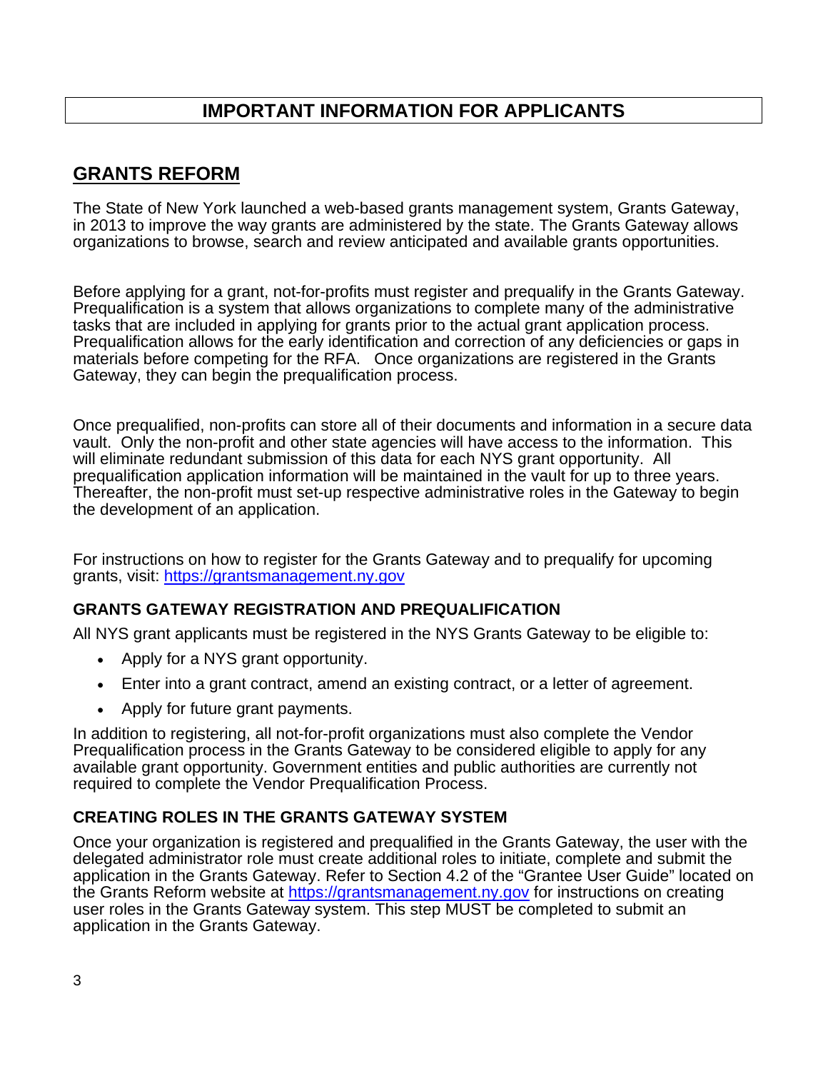# IMPORTANT INFORMATION FOR APPLICANTS

## GRANTS REFORM

The State of New York launched a web-based grants management system, Grants Gateway, in 2013 to improve the way grants are administered by the state. The Grants Gateway allows organizations to browse, search and review anticipated and available grants opportunities.

Before applying for a grant, not-for-profits must register and prequalify in the Grants Gateway. Prequalification is a system that allows organizations to complete many of the administrative tasks that are included in applying for grants prior to the actual grant application process. Prequalification allows for the early identification and correction of any deficiencies or gaps in materials before competing for the RFA. Once organizations are registered in the Grants Gateway, they can begin the prequalification process.

Once prequalified, non-profits can store all of their documents and information in a secure data vault. Only the non-profit and other state agencies will have access to the information. This will eliminate redundant submission of this data for each NYS grant opportunity. All prequalification application information will be maintained in the vault for up to three years. Thereafter, the non-profit must set-up respective administrative roles in the Gateway to begin the development of an application.

For instructions on how to register for the Grants Gateway and to prequalify for upcoming grants, visit: [https://grantsmanagement.ny.gov](https://grantsmanagement.ny.gov)

### GRANTS GATEWAY REGISTRATION AND PREQUALIFICATION

All NYS grant applicants must be registered in the NYS Grants Gateway to be eligible to:

- Apply for a NYS grant opportunity.
- Enter into a grant contract, amend an existing contract, or a letter of agreement.
- Apply for future grant payments.

In addition to registering, all not-for-profit organizations must also complete the Vendor Prequalification process in the Grants Gateway to be considered eligible to apply for any available grant opportunity. Government entities and public authorities are currently not required to complete the Vendor Prequalification Process.

### CREATING ROLES IN THE GRANTS GATEWAY SYSTEM

Once your organization is registered and prequalified in the Grants Gateway, the user with the delegated administrator role must create additional roles to initiate, complete and submit the application in the Grants Gateway. Refer to Section 4.2 of the "Grantee User Guide" located on the Grants Reform website at [https://grantsmanagement.ny.gov](https://grantsmanagement.ny.gov) for instructions on creating user roles in the Grants Gateway system. This step MUST be completed to submit an application in the Grants Gateway.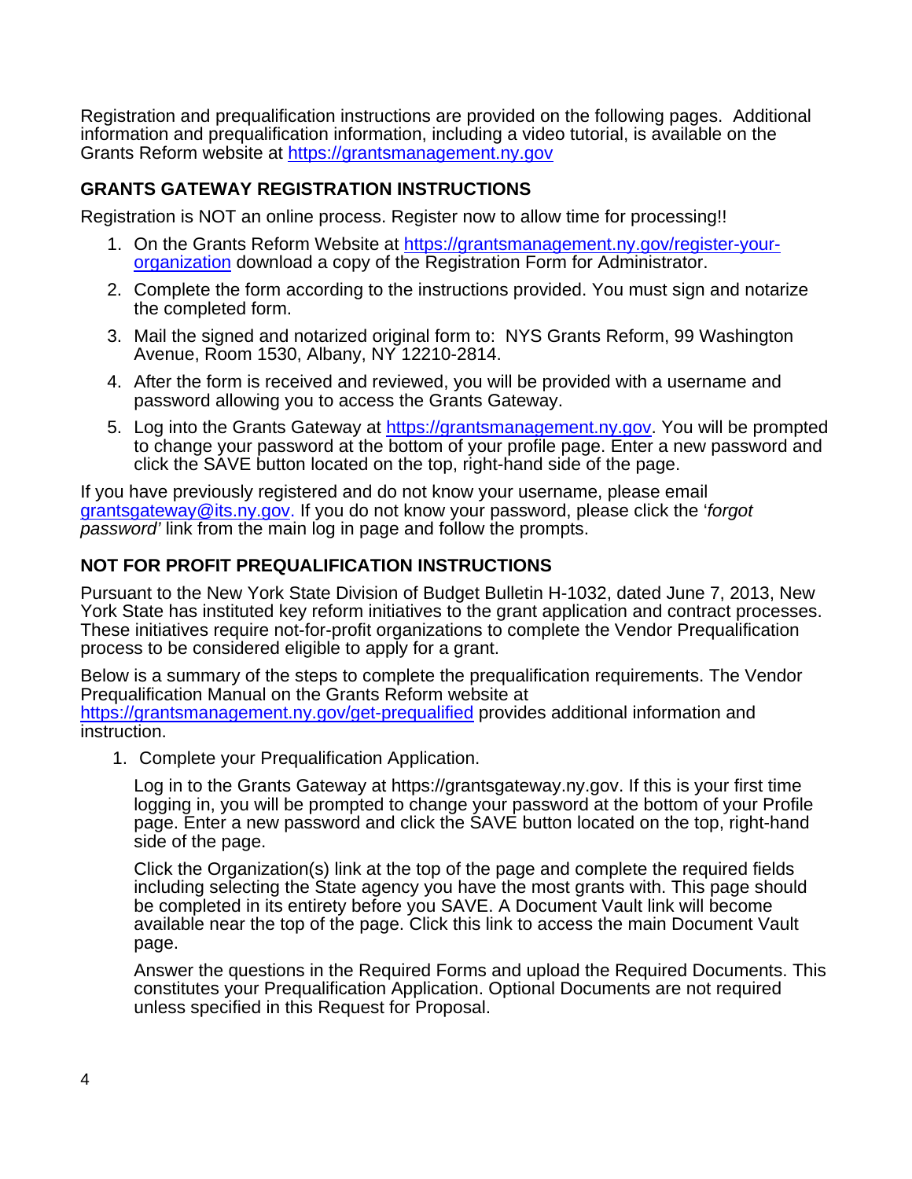Registration and prequalification instructions are provided on the following pages. Additional information and prequalification information, including a video tutorial, is available on the Grants Reform website at https://grantsmanagement.ny.gov

**GRANTS GATEWAY REGISTRATION INSTRUCTIONS**

Registration is NOT an online process. Register now to allow time for processing!!

1. On the Grants Reform Website at https://grantsmanagement.ny.gov/register-your-organization download a copy of the Registration Form for Administrator.
2. Complete the form according to the instructions provided. You must sign and notarize the completed form.
3. Mail the signed and notarized original form to: NYS Grants Reform, 99 Washington Avenue, Room 1530, Albany, NY 12210-2814.
4. After the form is received and reviewed, you will be provided with a username and password allowing you to access the Grants Gateway.
5. Log into the Grants Gateway at https://grantsmanagement.ny.gov. You will be prompted to change your password at the bottom of your profile page. Enter a new password and click the SAVE button located on the top, right-hand side of the page.

If you have previously registered and do not know your username, please email grantsgateway@its.ny.gov. If you do not know your password, please click the '*forgot password'* link from the main log in page and follow the prompts.

**NOT FOR PROFIT PREQUALIFICATION INSTRUCTIONS**

Pursuant to the New York State Division of Budget Bulletin H-1032, dated June 7, 2013, New York State has instituted key reform initiatives to the grant application and contract processes. These initiatives require not-for-profit organizations to complete the Vendor Prequalification process to be considered eligible to apply for a grant.

Below is a summary of the steps to complete the prequalification requirements. The Vendor Prequalification Manual on the Grants Reform website at https://grantsmanagement.ny.gov/get-prequalified provides additional information and instruction.

1. Complete your Prequalification Application.

   Log in to the Grants Gateway at https://grantsgateway.ny.gov. If this is your first time logging in, you will be prompted to change your password at the bottom of your Profile page. Enter a new password and click the SAVE button located on the top, right-hand side of the page.

   Click the Organization(s) link at the top of the page and complete the required fields including selecting the State agency you have the most grants with. This page should be completed in its entirety before you SAVE. A Document Vault link will become available near the top of the page. Click this link to access the main Document Vault page.

   Answer the questions in the Required Forms and upload the Required Documents. This constitutes your Prequalification Application. Optional Documents are not required unless specified in this Request for Proposal.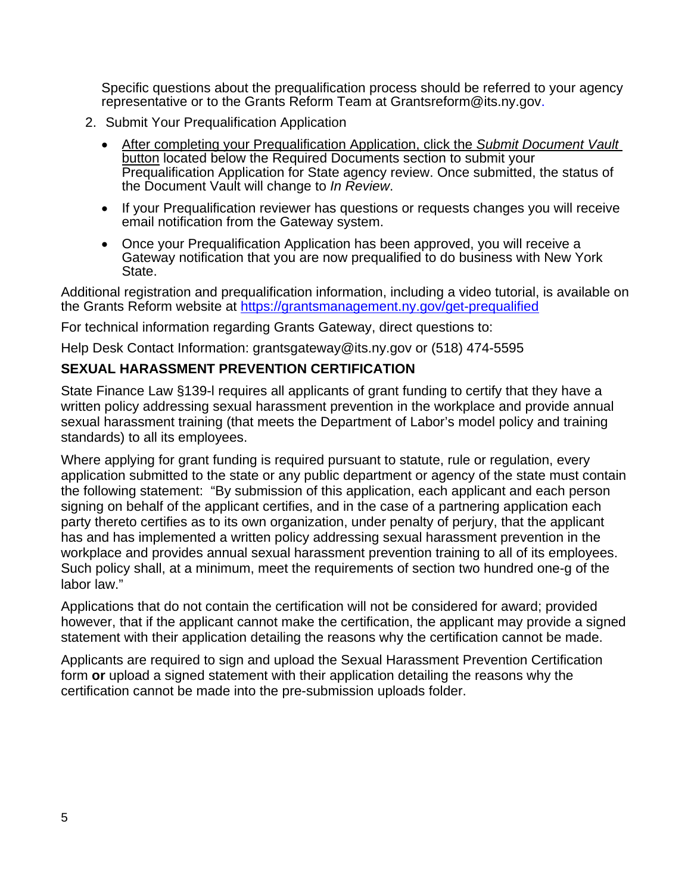Specific questions about the prequalification process should be referred to your agency representative or to the Grants Reform Team at Grantsreform@its.ny.gov.

2. Submit Your Prequalification Application

   - After completing your Prequalification Application, click the *Submit Document Vault* button located below the Required Documents section to submit your Prequalification Application for State agency review. Once submitted, the status of the Document Vault will change to *In Review*.
   - If your Prequalification reviewer has questions or requests changes you will receive email notification from the Gateway system.
   - Once your Prequalification Application has been approved, you will receive a Gateway notification that you are now prequalified to do business with New York State.

Additional registration and prequalification information, including a video tutorial, is available on the Grants Reform website at https://grantsmanagement.ny.gov/get-prequalified

For technical information regarding Grants Gateway, direct questions to:

Help Desk Contact Information: grantsgateway@its.ny.gov or (518) 474-5595

**SEXUAL HARASSMENT PREVENTION CERTIFICATION**

State Finance Law §139-l requires all applicants of grant funding to certify that they have a written policy addressing sexual harassment prevention in the workplace and provide annual sexual harassment training (that meets the Department of Labor's model policy and training standards) to all its employees.

Where applying for grant funding is required pursuant to statute, rule or regulation, every application submitted to the state or any public department or agency of the state must contain the following statement: "By submission of this application, each applicant and each person signing on behalf of the applicant certifies, and in the case of a partnering application each party thereto certifies as to its own organization, under penalty of perjury, that the applicant has and has implemented a written policy addressing sexual harassment prevention in the workplace and provides annual sexual harassment prevention training to all of its employees. Such policy shall, at a minimum, meet the requirements of section two hundred one-g of the labor law."

Applications that do not contain the certification will not be considered for award; provided however, that if the applicant cannot make the certification, the applicant may provide a signed statement with their application detailing the reasons why the certification cannot be made.

Applicants are required to sign and upload the Sexual Harassment Prevention Certification form **or** upload a signed statement with their application detailing the reasons why the certification cannot be made into the pre-submission uploads folder.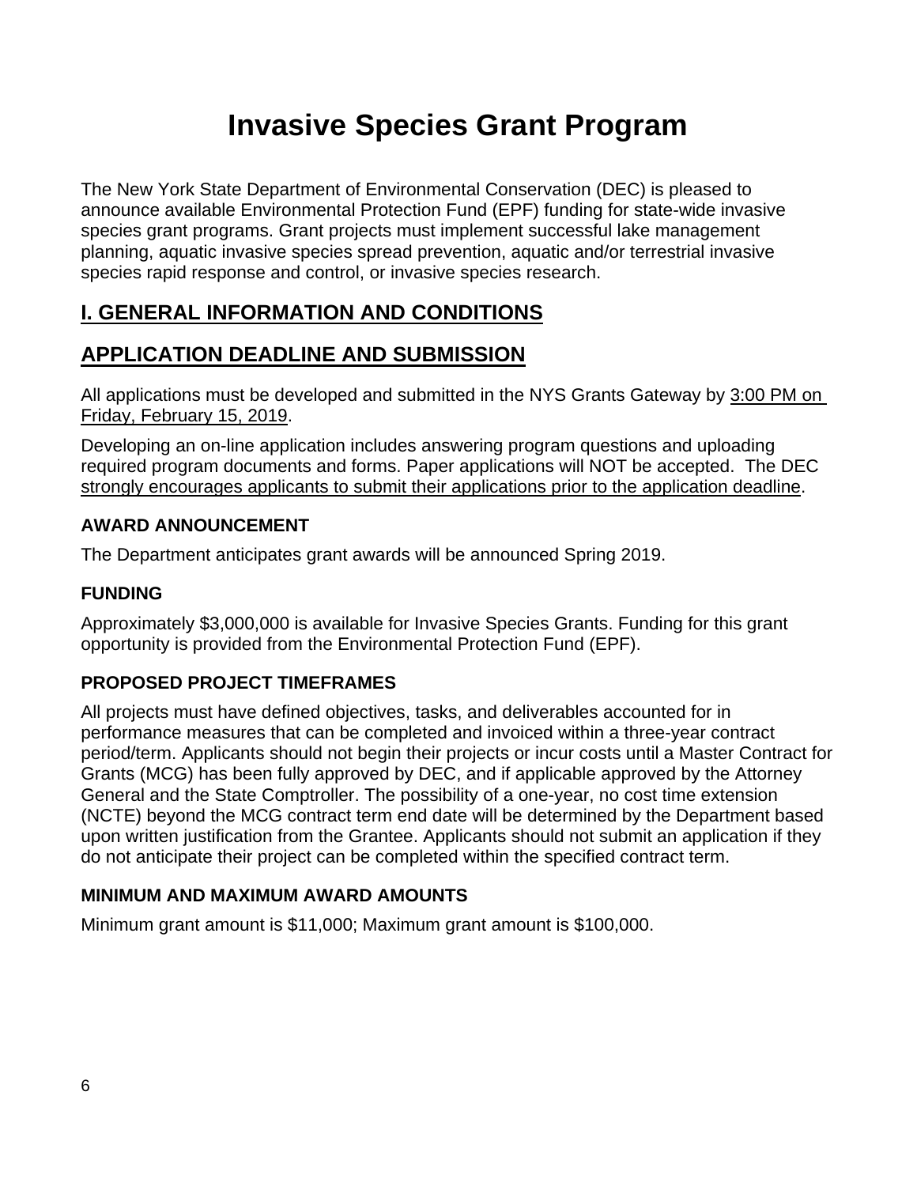# Invasive Species Grant Program

The New York State Department of Environmental Conservation (DEC) is pleased to announce available Environmental Protection Fund (EPF) funding for state-wide invasive species grant programs. Grant projects must implement successful lake management planning, aquatic invasive species spread prevention, aquatic and/or terrestrial invasive species rapid response and control, or invasive species research.

## I. GENERAL INFORMATION AND CONDITIONS

## APPLICATION DEADLINE AND SUBMISSION

All applications must be developed and submitted in the NYS Grants Gateway by 3:00 PM on Friday, February 15, 2019.

Developing an on-line application includes answering program questions and uploading required program documents and forms. Paper applications will NOT be accepted. The DEC strongly encourages applicants to submit their applications prior to the application deadline.

### AWARD ANNOUNCEMENT

The Department anticipates grant awards will be announced Spring 2019.

### FUNDING

Approximately $3,000,000 is available for Invasive Species Grants. Funding for this grant opportunity is provided from the Environmental Protection Fund (EPF).

### PROPOSED PROJECT TIMEFRAMES

All projects must have defined objectives, tasks, and deliverables accounted for in performance measures that can be completed and invoiced within a three-year contract period/term. Applicants should not begin their projects or incur costs until a Master Contract for Grants (MCG) has been fully approved by DEC, and if applicable approved by the Attorney General and the State Comptroller. The possibility of a one-year, no cost time extension (NCTE) beyond the MCG contract term end date will be determined by the Department based upon written justification from the Grantee. Applicants should not submit an application if they do not anticipate their project can be completed within the specified contract term.

### MINIMUM AND MAXIMUM AWARD AMOUNTS

Minimum grant amount is $11,000; Maximum grant amount is $100,000.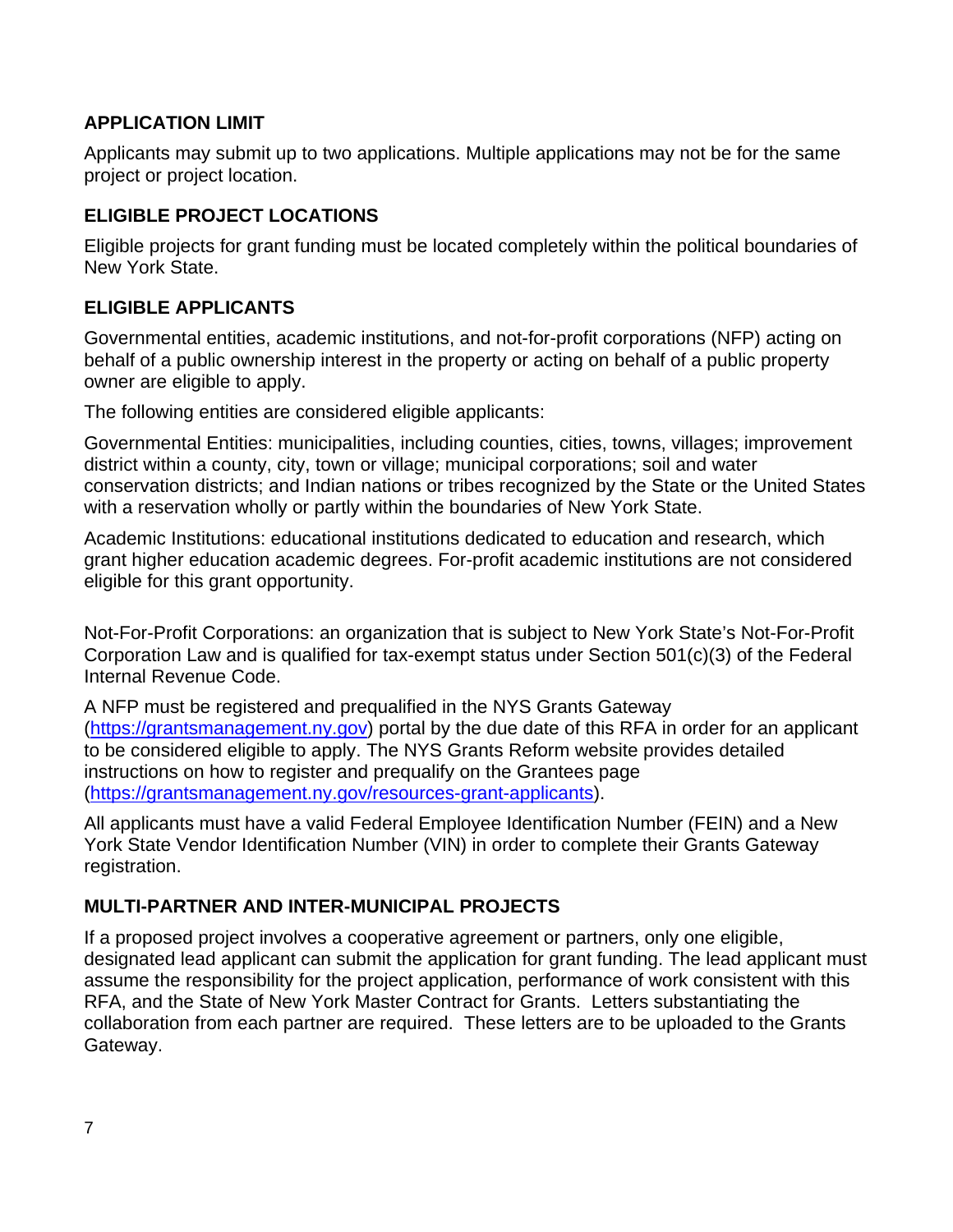## APPLICATION LIMIT

Applicants may submit up to two applications. Multiple applications may not be for the same project or project location.

## ELIGIBLE PROJECT LOCATIONS

Eligible projects for grant funding must be located completely within the political boundaries of New York State.

## ELIGIBLE APPLICANTS

Governmental entities, academic institutions, and not-for-profit corporations (NFP) acting on behalf of a public ownership interest in the property or acting on behalf of a public property owner are eligible to apply.

The following entities are considered eligible applicants:

Governmental Entities: municipalities, including counties, cities, towns, villages; improvement district within a county, city, town or village; municipal corporations; soil and water conservation districts; and Indian nations or tribes recognized by the State or the United States with a reservation wholly or partly within the boundaries of New York State.

Academic Institutions: educational institutions dedicated to education and research, which grant higher education academic degrees. For-profit academic institutions are not considered eligible for this grant opportunity.

Not-For-Profit Corporations: an organization that is subject to New York State's Not-For-Profit Corporation Law and is qualified for tax-exempt status under Section 501(c)(3) of the Federal Internal Revenue Code.

A NFP must be registered and prequalified in the NYS Grants Gateway ([https://grantsmanagement.ny.gov](https://grantsmanagement.ny.gov)) portal by the due date of this RFA in order for an applicant to be considered eligible to apply. The NYS Grants Reform website provides detailed instructions on how to register and prequalify on the Grantees page ([https://grantsmanagement.ny.gov/resources-grant-applicants](https://grantsmanagement.ny.gov/resources-grant-applicants)).

All applicants must have a valid Federal Employee Identification Number (FEIN) and a New York State Vendor Identification Number (VIN) in order to complete their Grants Gateway registration.

## MULTI-PARTNER AND INTER-MUNICIPAL PROJECTS

If a proposed project involves a cooperative agreement or partners, only one eligible, designated lead applicant can submit the application for grant funding. The lead applicant must assume the responsibility for the project application, performance of work consistent with this RFA, and the State of New York Master Contract for Grants. Letters substantiating the collaboration from each partner are required. These letters are to be uploaded to the Grants Gateway.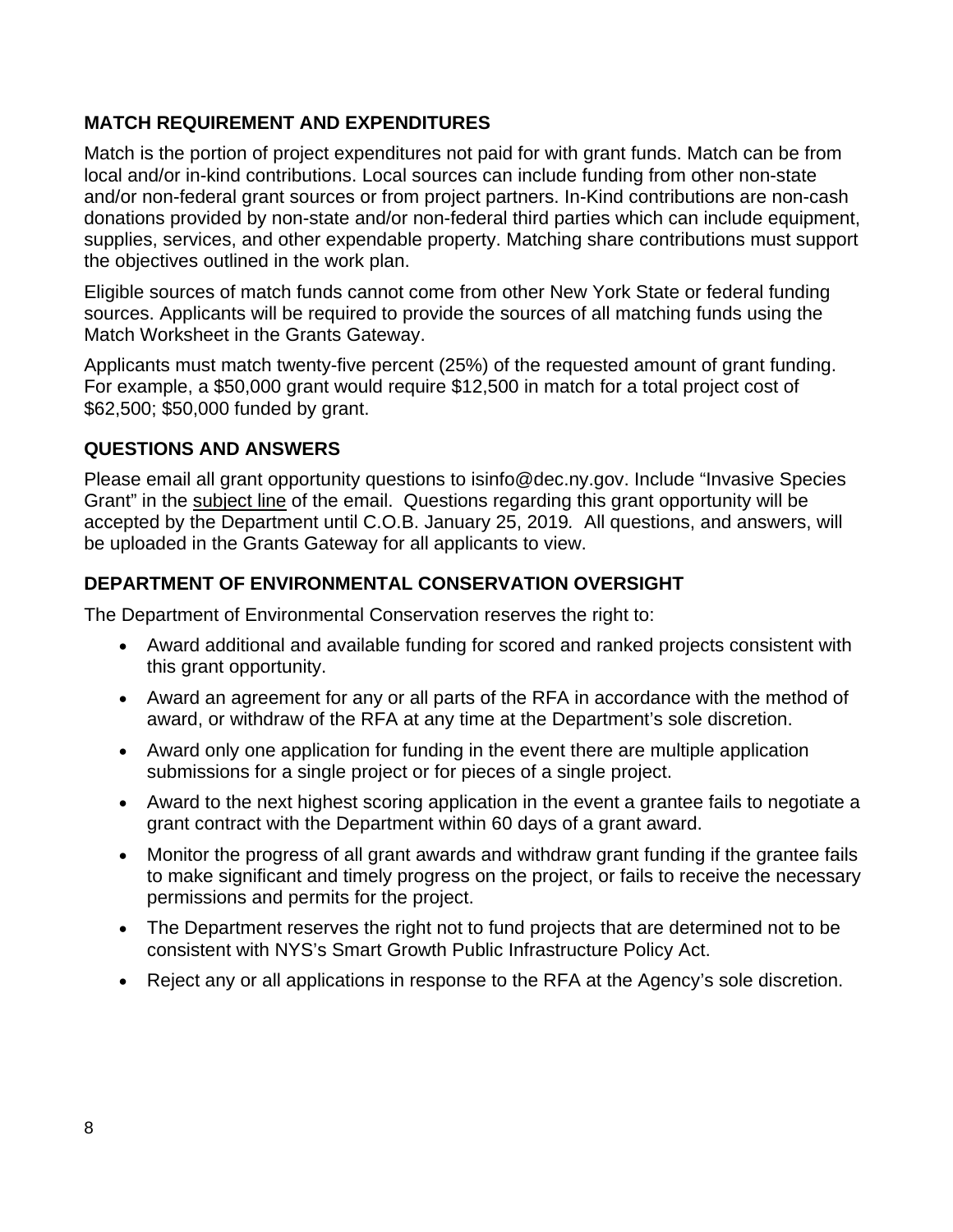## MATCH REQUIREMENT AND EXPENDITURES

Match is the portion of project expenditures not paid for with grant funds. Match can be from local and/or in-kind contributions. Local sources can include funding from other non-state and/or non-federal grant sources or from project partners. In-Kind contributions are non-cash donations provided by non-state and/or non-federal third parties which can include equipment, supplies, services, and other expendable property. Matching share contributions must support the objectives outlined in the work plan.

Eligible sources of match funds cannot come from other New York State or federal funding sources. Applicants will be required to provide the sources of all matching funds using the Match Worksheet in the Grants Gateway.

Applicants must match twenty-five percent (25%) of the requested amount of grant funding. For example, a $50,000 grant would require $12,500 in match for a total project cost of $62,500; $50,000 funded by grant.

## QUESTIONS AND ANSWERS

Please email all grant opportunity questions to isinfo@dec.ny.gov. Include "Invasive Species Grant" in the subject line of the email. Questions regarding this grant opportunity will be accepted by the Department until C.O.B. January 25, 2019. All questions, and answers, will be uploaded in the Grants Gateway for all applicants to view.

## DEPARTMENT OF ENVIRONMENTAL CONSERVATION OVERSIGHT

The Department of Environmental Conservation reserves the right to:

- Award additional and available funding for scored and ranked projects consistent with this grant opportunity.
- Award an agreement for any or all parts of the RFA in accordance with the method of award, or withdraw of the RFA at any time at the Department's sole discretion.
- Award only one application for funding in the event there are multiple application submissions for a single project or for pieces of a single project.
- Award to the next highest scoring application in the event a grantee fails to negotiate a grant contract with the Department within 60 days of a grant award.
- Monitor the progress of all grant awards and withdraw grant funding if the grantee fails to make significant and timely progress on the project, or fails to receive the necessary permissions and permits for the project.
- The Department reserves the right not to fund projects that are determined not to be consistent with NYS's Smart Growth Public Infrastructure Policy Act.
- Reject any or all applications in response to the RFA at the Agency's sole discretion.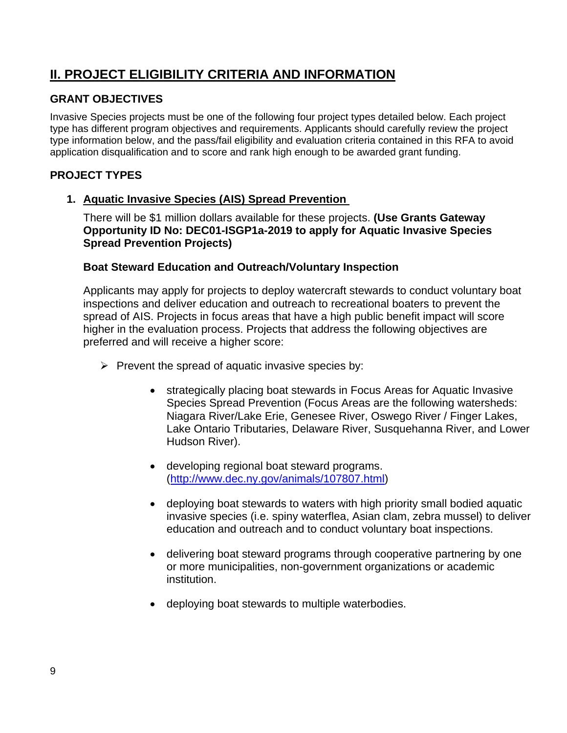## II. PROJECT ELIGIBILITY CRITERIA AND INFORMATION

### GRANT OBJECTIVES

Invasive Species projects must be one of the following four project types detailed below. Each project type has different program objectives and requirements. Applicants should carefully review the project type information below, and the pass/fail eligibility and evaluation criteria contained in this RFA to avoid application disqualification and to score and rank high enough to be awarded grant funding.

### PROJECT TYPES

1. **Aquatic Invasive Species (AIS) Spread Prevention**

   There will be $1 million dollars available for these projects. **(Use Grants Gateway Opportunity ID No: DEC01-ISGP1a-2019 to apply for Aquatic Invasive Species Spread Prevention Projects)**

   **Boat Steward Education and Outreach/Voluntary Inspection**

   Applicants may apply for projects to deploy watercraft stewards to conduct voluntary boat inspections and deliver education and outreach to recreational boaters to prevent the spread of AIS. Projects in focus areas that have a high public benefit impact will score higher in the evaluation process. Projects that address the following objectives are preferred and will receive a higher score:

   - Prevent the spread of aquatic invasive species by:

     - strategically placing boat stewards in Focus Areas for Aquatic Invasive Species Spread Prevention (Focus Areas are the following watersheds: Niagara River/Lake Erie, Genesee River, Oswego River / Finger Lakes, Lake Ontario Tributaries, Delaware River, Susquehanna River, and Lower Hudson River).

     - developing regional boat steward programs. (http://www.dec.ny.gov/animals/107807.html)

     - deploying boat stewards to waters with high priority small bodied aquatic invasive species (i.e. spiny waterflea, Asian clam, zebra mussel) to deliver education and outreach and to conduct voluntary boat inspections.

     - delivering boat steward programs through cooperative partnering by one or more municipalities, non-government organizations or academic institution.

     - deploying boat stewards to multiple waterbodies.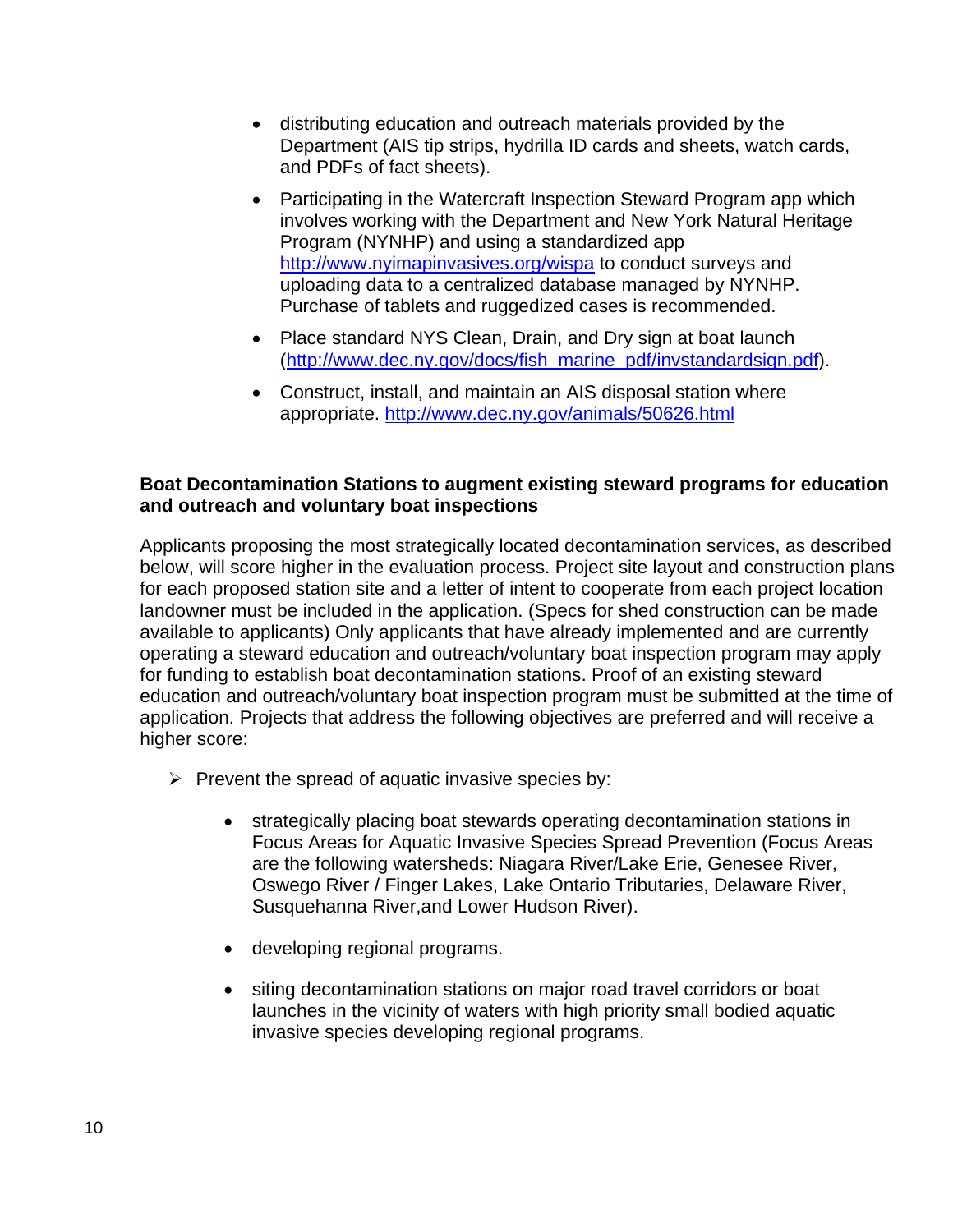- distributing education and outreach materials provided by the Department (AIS tip strips, hydrilla ID cards and sheets, watch cards, and PDFs of fact sheets).

- Participating in the Watercraft Inspection Steward Program app which involves working with the Department and New York Natural Heritage Program (NYNHP) and using a standardized app http://www.nyimapinvasives.org/wispa to conduct surveys and uploading data to a centralized database managed by NYNHP. Purchase of tablets and ruggedized cases is recommended.

- Place standard NYS Clean, Drain, and Dry sign at boat launch (http://www.dec.ny.gov/docs/fish_marine_pdf/invstandardsign.pdf).

- Construct, install, and maintain an AIS disposal station where appropriate. http://www.dec.ny.gov/animals/50626.html

**Boat Decontamination Stations to augment existing steward programs for education and outreach and voluntary boat inspections**

Applicants proposing the most strategically located decontamination services, as described below, will score higher in the evaluation process. Project site layout and construction plans for each proposed station site and a letter of intent to cooperate from each project location landowner must be included in the application. (Specs for shed construction can be made available to applicants) Only applicants that have already implemented and are currently operating a steward education and outreach/voluntary boat inspection program may apply for funding to establish boat decontamination stations. Proof of an existing steward education and outreach/voluntary boat inspection program must be submitted at the time of application. Projects that address the following objectives are preferred and will receive a higher score:

- Prevent the spread of aquatic invasive species by:

  - strategically placing boat stewards operating decontamination stations in Focus Areas for Aquatic Invasive Species Spread Prevention (Focus Areas are the following watersheds: Niagara River/Lake Erie, Genesee River, Oswego River / Finger Lakes, Lake Ontario Tributaries, Delaware River, Susquehanna River,and Lower Hudson River).

  - developing regional programs.

  - siting decontamination stations on major road travel corridors or boat launches in the vicinity of waters with high priority small bodied aquatic invasive species developing regional programs.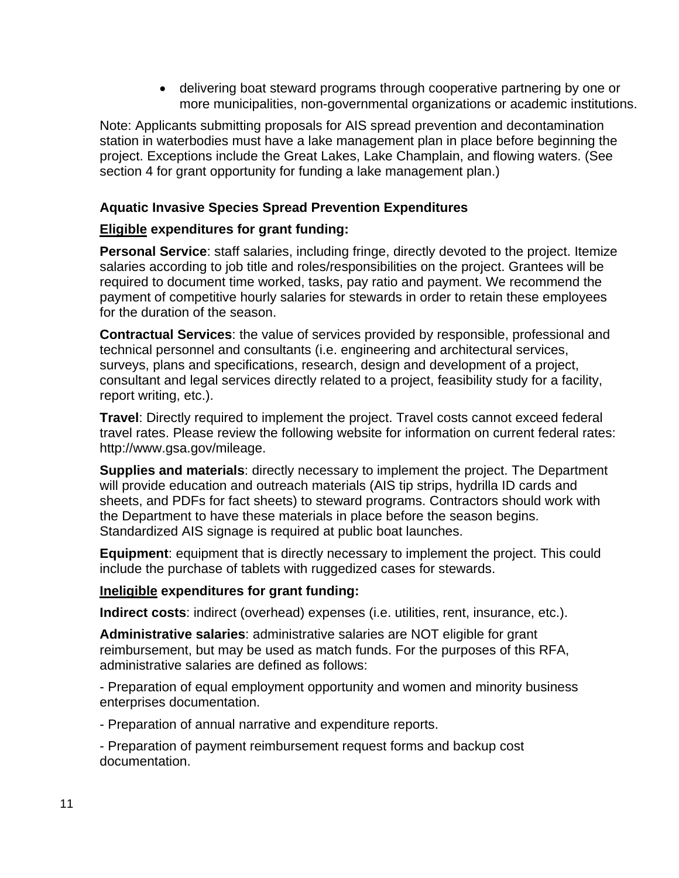- delivering boat steward programs through cooperative partnering by one or more municipalities, non-governmental organizations or academic institutions.

Note: Applicants submitting proposals for AIS spread prevention and decontamination station in waterbodies must have a lake management plan in place before beginning the project. Exceptions include the Great Lakes, Lake Champlain, and flowing waters. (See section 4 for grant opportunity for funding a lake management plan.)

**Aquatic Invasive Species Spread Prevention Expenditures**

**Eligible expenditures for grant funding:**

**Personal Service**: staff salaries, including fringe, directly devoted to the project. Itemize salaries according to job title and roles/responsibilities on the project. Grantees will be required to document time worked, tasks, pay ratio and payment. We recommend the payment of competitive hourly salaries for stewards in order to retain these employees for the duration of the season.

**Contractual Services**: the value of services provided by responsible, professional and technical personnel and consultants (i.e. engineering and architectural services, surveys, plans and specifications, research, design and development of a project, consultant and legal services directly related to a project, feasibility study for a facility, report writing, etc.).

**Travel**: Directly required to implement the project. Travel costs cannot exceed federal travel rates. Please review the following website for information on current federal rates: http://www.gsa.gov/mileage.

**Supplies and materials**: directly necessary to implement the project. The Department will provide education and outreach materials (AIS tip strips, hydrilla ID cards and sheets, and PDFs for fact sheets) to steward programs. Contractors should work with the Department to have these materials in place before the season begins. Standardized AIS signage is required at public boat launches.

**Equipment**: equipment that is directly necessary to implement the project. This could include the purchase of tablets with ruggedized cases for stewards.

**Ineligible expenditures for grant funding:**

**Indirect costs**: indirect (overhead) expenses (i.e. utilities, rent, insurance, etc.).

**Administrative salaries**: administrative salaries are NOT eligible for grant reimbursement, but may be used as match funds. For the purposes of this RFA, administrative salaries are defined as follows:

- Preparation of equal employment opportunity and women and minority business enterprises documentation.

- Preparation of annual narrative and expenditure reports.

- Preparation of payment reimbursement request forms and backup cost documentation.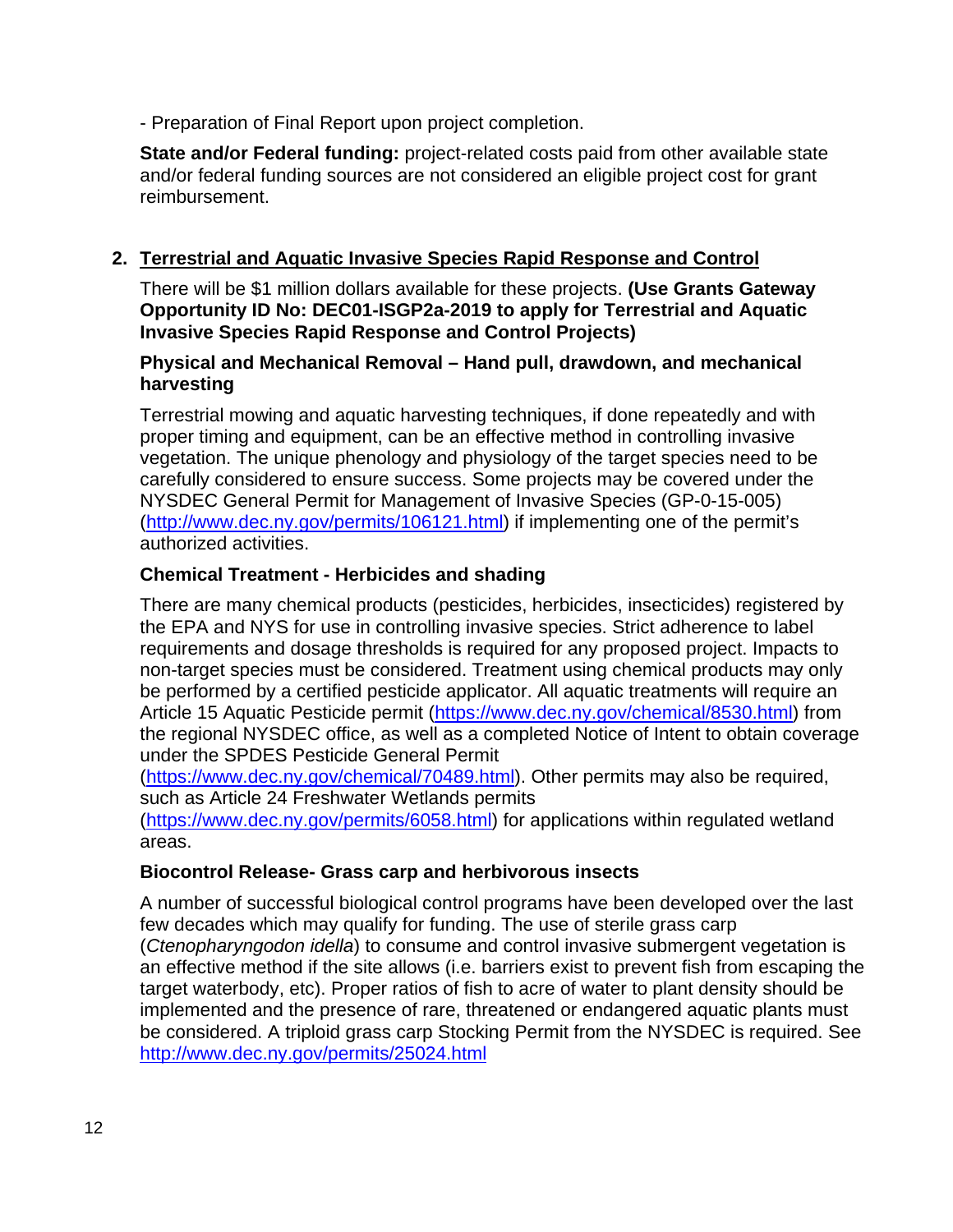- Preparation of Final Report upon project completion.

**State and/or Federal funding:** project-related costs paid from other available state and/or federal funding sources are not considered an eligible project cost for grant reimbursement.

## 2. Terrestrial and Aquatic Invasive Species Rapid Response and Control

There will be $1 million dollars available for these projects. **(Use Grants Gateway Opportunity ID No: DEC01-ISGP2a-2019 to apply for Terrestrial and Aquatic Invasive Species Rapid Response and Control Projects)**

### Physical and Mechanical Removal – Hand pull, drawdown, and mechanical harvesting

Terrestrial mowing and aquatic harvesting techniques, if done repeatedly and with proper timing and equipment, can be an effective method in controlling invasive vegetation. The unique phenology and physiology of the target species need to be carefully considered to ensure success. Some projects may be covered under the NYSDEC General Permit for Management of Invasive Species (GP-0-15-005) (http://www.dec.ny.gov/permits/106121.html) if implementing one of the permit's authorized activities.

### Chemical Treatment - Herbicides and shading

There are many chemical products (pesticides, herbicides, insecticides) registered by the EPA and NYS for use in controlling invasive species. Strict adherence to label requirements and dosage thresholds is required for any proposed project. Impacts to non-target species must be considered. Treatment using chemical products may only be performed by a certified pesticide applicator. All aquatic treatments will require an Article 15 Aquatic Pesticide permit (https://www.dec.ny.gov/chemical/8530.html) from the regional NYSDEC office, as well as a completed Notice of Intent to obtain coverage under the SPDES Pesticide General Permit (https://www.dec.ny.gov/chemical/70489.html). Other permits may also be required, such as Article 24 Freshwater Wetlands permits (https://www.dec.ny.gov/permits/6058.html) for applications within regulated wetland areas.

### Biocontrol Release- Grass carp and herbivorous insects

A number of successful biological control programs have been developed over the last few decades which may qualify for funding. The use of sterile grass carp (*Ctenopharyngodon idella*) to consume and control invasive submergent vegetation is an effective method if the site allows (i.e. barriers exist to prevent fish from escaping the target waterbody, etc). Proper ratios of fish to acre of water to plant density should be implemented and the presence of rare, threatened or endangered aquatic plants must be considered. A triploid grass carp Stocking Permit from the NYSDEC is required. See http://www.dec.ny.gov/permits/25024.html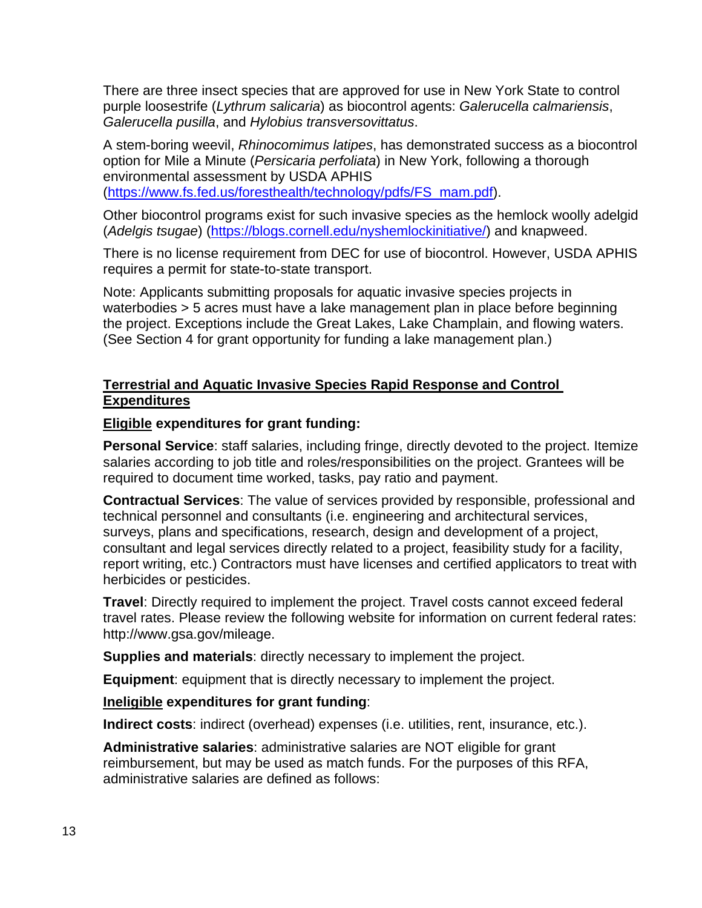There are three insect species that are approved for use in New York State to control purple loosestrife (*Lythrum salicaria*) as biocontrol agents: *Galerucella calmariensis*, *Galerucella pusilla*, and *Hylobius transversovittatus*.

A stem-boring weevil, *Rhinocomimus latipes*, has demonstrated success as a biocontrol option for Mile a Minute (*Persicaria perfoliata*) in New York, following a thorough environmental assessment by USDA APHIS (https://www.fs.fed.us/foresthealth/technology/pdfs/FS_mam.pdf).

Other biocontrol programs exist for such invasive species as the hemlock woolly adelgid (*Adelgis tsugae*) (https://blogs.cornell.edu/nyshemlockinitiative/) and knapweed.

There is no license requirement from DEC for use of biocontrol. However, USDA APHIS requires a permit for state-to-state transport.

Note: Applicants submitting proposals for aquatic invasive species projects in waterbodies > 5 acres must have a lake management plan in place before beginning the project. Exceptions include the Great Lakes, Lake Champlain, and flowing waters. (See Section 4 for grant opportunity for funding a lake management plan.)

## Terrestrial and Aquatic Invasive Species Rapid Response and Control Expenditures

**Eligible expenditures for grant funding:**

**Personal Service**: staff salaries, including fringe, directly devoted to the project. Itemize salaries according to job title and roles/responsibilities on the project. Grantees will be required to document time worked, tasks, pay ratio and payment.

**Contractual Services**: The value of services provided by responsible, professional and technical personnel and consultants (i.e. engineering and architectural services, surveys, plans and specifications, research, design and development of a project, consultant and legal services directly related to a project, feasibility study for a facility, report writing, etc.) Contractors must have licenses and certified applicators to treat with herbicides or pesticides.

**Travel**: Directly required to implement the project. Travel costs cannot exceed federal travel rates. Please review the following website for information on current federal rates: http://www.gsa.gov/mileage.

**Supplies and materials**: directly necessary to implement the project.

**Equipment**: equipment that is directly necessary to implement the project.

**Ineligible expenditures for grant funding**:

**Indirect costs**: indirect (overhead) expenses (i.e. utilities, rent, insurance, etc.).

**Administrative salaries**: administrative salaries are NOT eligible for grant reimbursement, but may be used as match funds. For the purposes of this RFA, administrative salaries are defined as follows: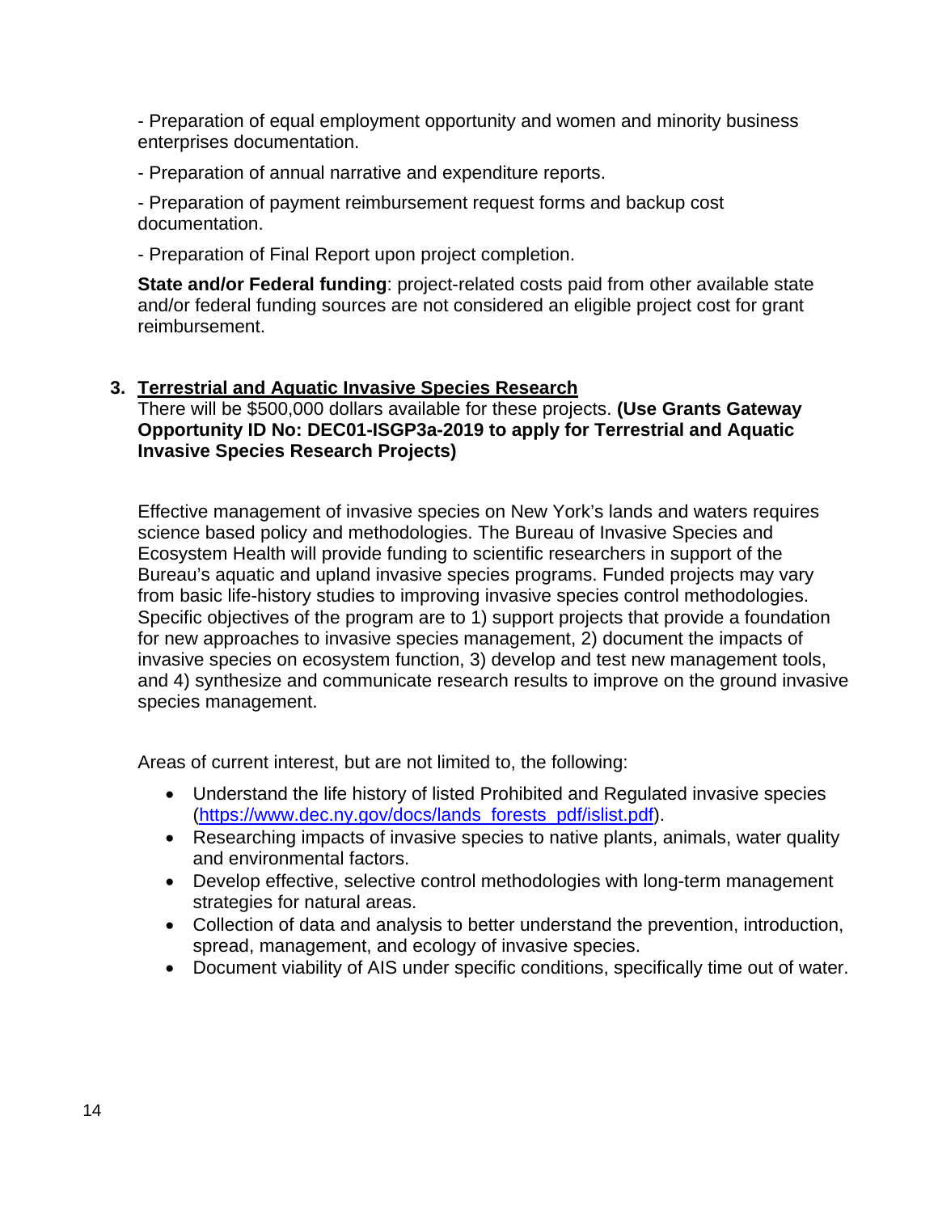- Preparation of equal employment opportunity and women and minority business enterprises documentation.

- Preparation of annual narrative and expenditure reports.

- Preparation of payment reimbursement request forms and backup cost documentation.

- Preparation of Final Report upon project completion.

**State and/or Federal funding**: project-related costs paid from other available state and/or federal funding sources are not considered an eligible project cost for grant reimbursement.

### 3. Terrestrial and Aquatic Invasive Species Research

There will be $500,000 dollars available for these projects. **(Use Grants Gateway Opportunity ID No: DEC01-ISGP3a-2019 to apply for Terrestrial and Aquatic Invasive Species Research Projects)**

Effective management of invasive species on New York's lands and waters requires science based policy and methodologies. The Bureau of Invasive Species and Ecosystem Health will provide funding to scientific researchers in support of the Bureau's aquatic and upland invasive species programs. Funded projects may vary from basic life-history studies to improving invasive species control methodologies. Specific objectives of the program are to 1) support projects that provide a foundation for new approaches to invasive species management, 2) document the impacts of invasive species on ecosystem function, 3) develop and test new management tools, and 4) synthesize and communicate research results to improve on the ground invasive species management.

Areas of current interest, but are not limited to, the following:

- Understand the life history of listed Prohibited and Regulated invasive species (https://www.dec.ny.gov/docs/lands_forests_pdf/islist.pdf).
- Researching impacts of invasive species to native plants, animals, water quality and environmental factors.
- Develop effective, selective control methodologies with long-term management strategies for natural areas.
- Collection of data and analysis to better understand the prevention, introduction, spread, management, and ecology of invasive species.
- Document viability of AIS under specific conditions, specifically time out of water.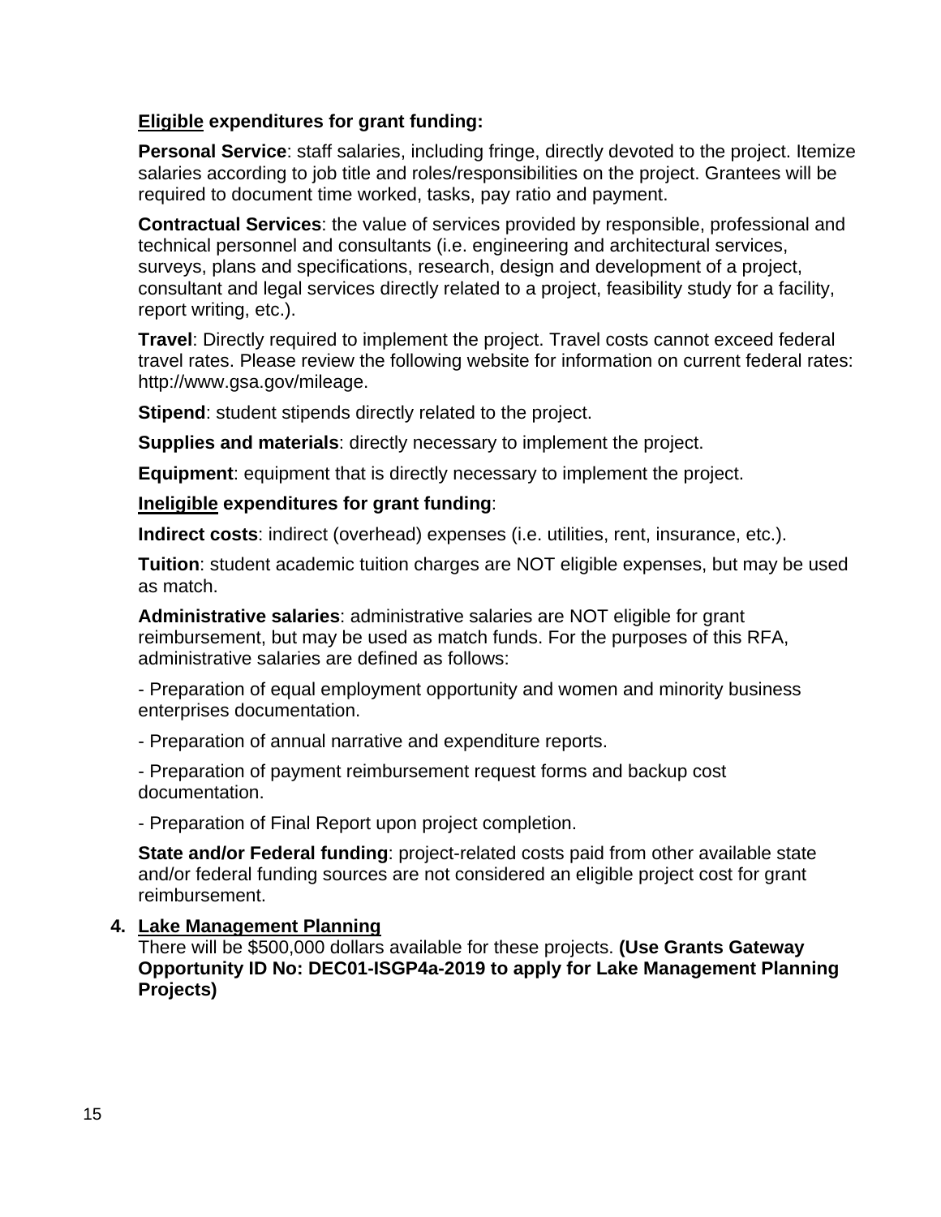**Eligible expenditures for grant funding:**

**Personal Service**: staff salaries, including fringe, directly devoted to the project. Itemize salaries according to job title and roles/responsibilities on the project. Grantees will be required to document time worked, tasks, pay ratio and payment.

**Contractual Services**: the value of services provided by responsible, professional and technical personnel and consultants (i.e. engineering and architectural services, surveys, plans and specifications, research, design and development of a project, consultant and legal services directly related to a project, feasibility study for a facility, report writing, etc.).

**Travel**: Directly required to implement the project. Travel costs cannot exceed federal travel rates. Please review the following website for information on current federal rates: http://www.gsa.gov/mileage.

**Stipend**: student stipends directly related to the project.

**Supplies and materials**: directly necessary to implement the project.

**Equipment**: equipment that is directly necessary to implement the project.

**Ineligible expenditures for grant funding**:

**Indirect costs**: indirect (overhead) expenses (i.e. utilities, rent, insurance, etc.).

**Tuition**: student academic tuition charges are NOT eligible expenses, but may be used as match.

**Administrative salaries**: administrative salaries are NOT eligible for grant reimbursement, but may be used as match funds. For the purposes of this RFA, administrative salaries are defined as follows:

- Preparation of equal employment opportunity and women and minority business enterprises documentation.

- Preparation of annual narrative and expenditure reports.

- Preparation of payment reimbursement request forms and backup cost documentation.

- Preparation of Final Report upon project completion.

**State and/or Federal funding**: project-related costs paid from other available state and/or federal funding sources are not considered an eligible project cost for grant reimbursement.

4. **Lake Management Planning**
   There will be $500,000 dollars available for these projects. **(Use Grants Gateway Opportunity ID No: DEC01-ISGP4a-2019 to apply for Lake Management Planning Projects)**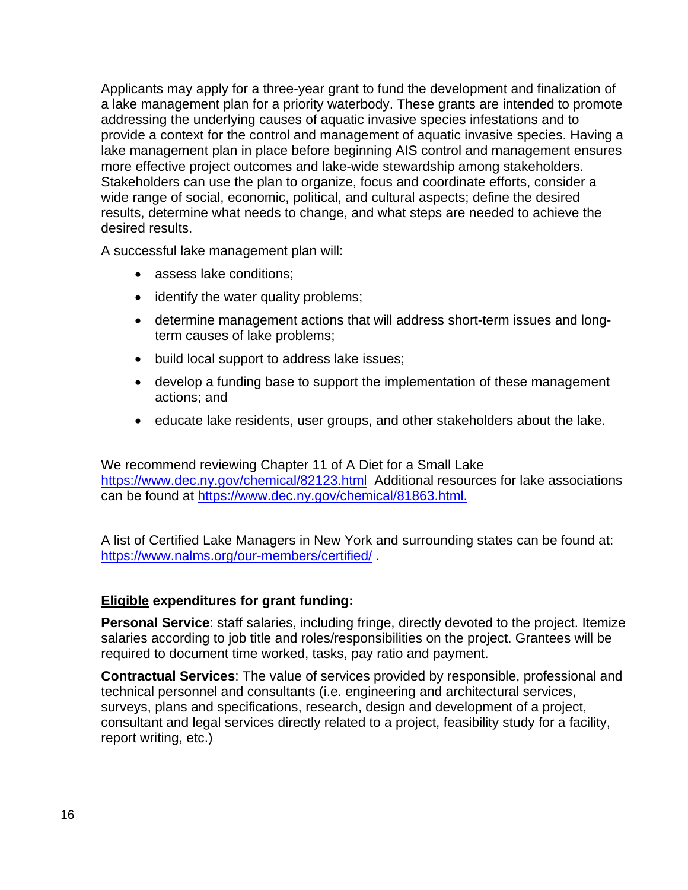Applicants may apply for a three-year grant to fund the development and finalization of a lake management plan for a priority waterbody. These grants are intended to promote addressing the underlying causes of aquatic invasive species infestations and to provide a context for the control and management of aquatic invasive species. Having a lake management plan in place before beginning AIS control and management ensures more effective project outcomes and lake-wide stewardship among stakeholders. Stakeholders can use the plan to organize, focus and coordinate efforts, consider a wide range of social, economic, political, and cultural aspects; define the desired results, determine what needs to change, and what steps are needed to achieve the desired results.

A successful lake management plan will:

- assess lake conditions;
- identify the water quality problems;
- determine management actions that will address short-term issues and long-term causes of lake problems;
- build local support to address lake issues;
- develop a funding base to support the implementation of these management actions; and
- educate lake residents, user groups, and other stakeholders about the lake.

We recommend reviewing Chapter 11 of A Diet for a Small Lake [https://www.dec.ny.gov/chemical/82123.html](https://www.dec.ny.gov/chemical/82123.html) Additional resources for lake associations can be found at [https://www.dec.ny.gov/chemical/81863.html.](https://www.dec.ny.gov/chemical/81863.html)

A list of Certified Lake Managers in New York and surrounding states can be found at: [https://www.nalms.org/our-members/certified/](https://www.nalms.org/our-members/certified/) .

**<u>Eligible</u> expenditures for grant funding:**

**Personal Service**: staff salaries, including fringe, directly devoted to the project. Itemize salaries according to job title and roles/responsibilities on the project. Grantees will be required to document time worked, tasks, pay ratio and payment.

**Contractual Services**: The value of services provided by responsible, professional and technical personnel and consultants (i.e. engineering and architectural services, surveys, plans and specifications, research, design and development of a project, consultant and legal services directly related to a project, feasibility study for a facility, report writing, etc.)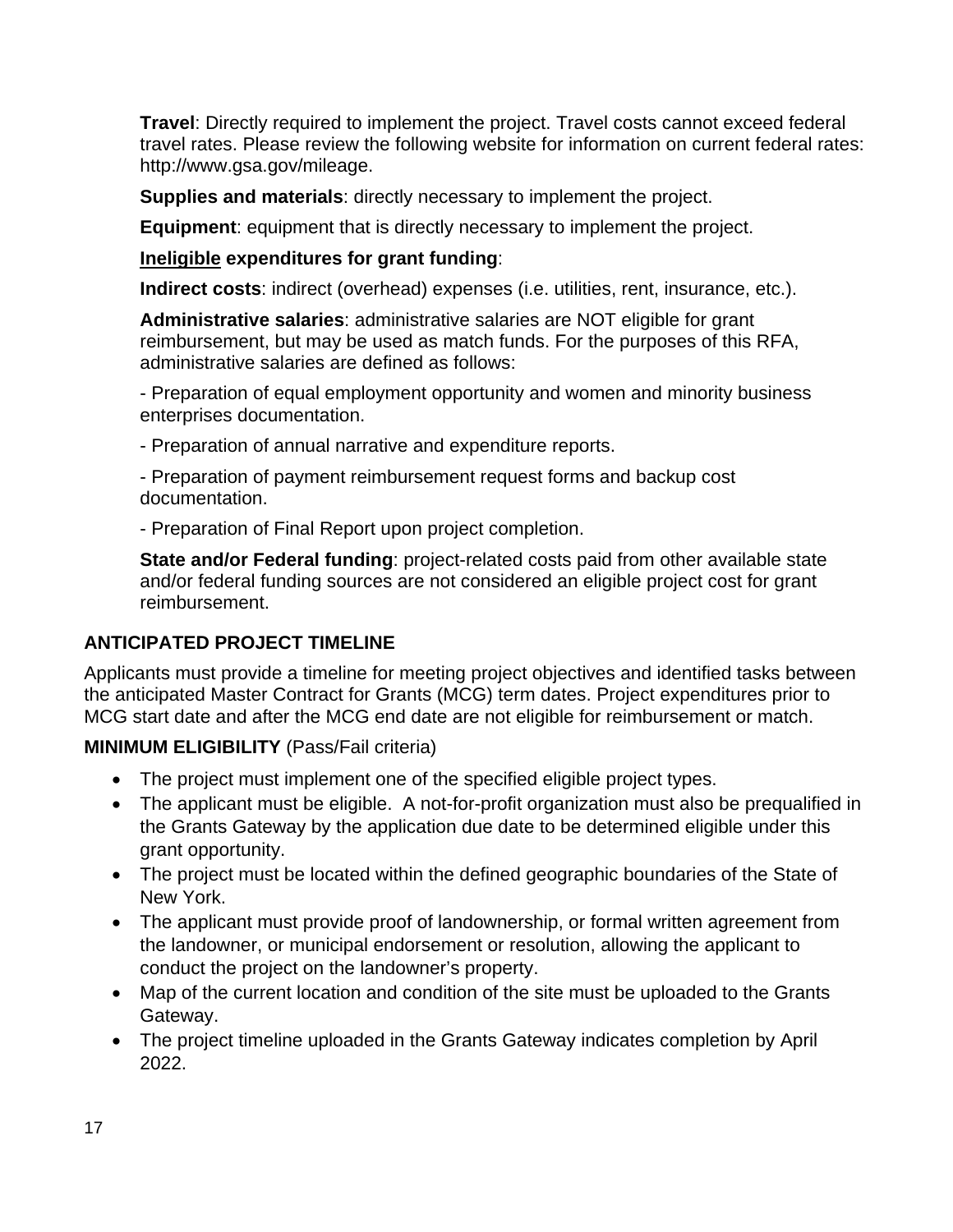**Travel**: Directly required to implement the project. Travel costs cannot exceed federal travel rates. Please review the following website for information on current federal rates: http://www.gsa.gov/mileage.

**Supplies and materials**: directly necessary to implement the project.

**Equipment**: equipment that is directly necessary to implement the project.

**<u>Ineligible</u> expenditures for grant funding**:

**Indirect costs**: indirect (overhead) expenses (i.e. utilities, rent, insurance, etc.).

**Administrative salaries**: administrative salaries are NOT eligible for grant reimbursement, but may be used as match funds. For the purposes of this RFA, administrative salaries are defined as follows:

- Preparation of equal employment opportunity and women and minority business enterprises documentation.

- Preparation of annual narrative and expenditure reports.

- Preparation of payment reimbursement request forms and backup cost documentation.

- Preparation of Final Report upon project completion.

**State and/or Federal funding**: project-related costs paid from other available state and/or federal funding sources are not considered an eligible project cost for grant reimbursement.

**ANTICIPATED PROJECT TIMELINE**

Applicants must provide a timeline for meeting project objectives and identified tasks between the anticipated Master Contract for Grants (MCG) term dates. Project expenditures prior to MCG start date and after the MCG end date are not eligible for reimbursement or match.

**MINIMUM ELIGIBILITY** (Pass/Fail criteria)

- The project must implement one of the specified eligible project types.
- The applicant must be eligible. A not-for-profit organization must also be prequalified in the Grants Gateway by the application due date to be determined eligible under this grant opportunity.
- The project must be located within the defined geographic boundaries of the State of New York.
- The applicant must provide proof of landownership, or formal written agreement from the landowner, or municipal endorsement or resolution, allowing the applicant to conduct the project on the landowner's property.
- Map of the current location and condition of the site must be uploaded to the Grants Gateway.
- The project timeline uploaded in the Grants Gateway indicates completion by April 2022.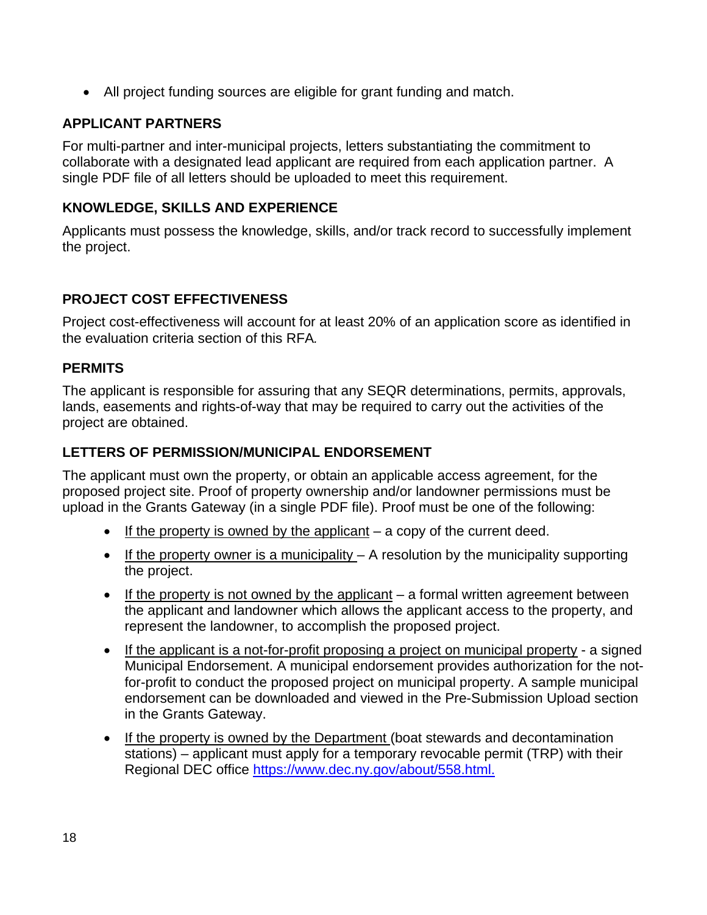- All project funding sources are eligible for grant funding and match.

### APPLICANT PARTNERS

For multi-partner and inter-municipal projects, letters substantiating the commitment to collaborate with a designated lead applicant are required from each application partner. A single PDF file of all letters should be uploaded to meet this requirement.

### KNOWLEDGE, SKILLS AND EXPERIENCE

Applicants must possess the knowledge, skills, and/or track record to successfully implement the project.

### PROJECT COST EFFECTIVENESS

Project cost-effectiveness will account for at least 20% of an application score as identified in the evaluation criteria section of this RFA.

### PERMITS

The applicant is responsible for assuring that any SEQR determinations, permits, approvals, lands, easements and rights-of-way that may be required to carry out the activities of the project are obtained.

### LETTERS OF PERMISSION/MUNICIPAL ENDORSEMENT

The applicant must own the property, or obtain an applicable access agreement, for the proposed project site. Proof of property ownership and/or landowner permissions must be upload in the Grants Gateway (in a single PDF file). Proof must be one of the following:

- If the property is owned by the applicant – a copy of the current deed.
- If the property owner is a municipality – A resolution by the municipality supporting the project.
- If the property is not owned by the applicant – a formal written agreement between the applicant and landowner which allows the applicant access to the property, and represent the landowner, to accomplish the proposed project.
- If the applicant is a not-for-profit proposing a project on municipal property - a signed Municipal Endorsement. A municipal endorsement provides authorization for the not-for-profit to conduct the proposed project on municipal property. A sample municipal endorsement can be downloaded and viewed in the Pre-Submission Upload section in the Grants Gateway.
- If the property is owned by the Department (boat stewards and decontamination stations) – applicant must apply for a temporary revocable permit (TRP) with their Regional DEC office https://www.dec.ny.gov/about/558.html.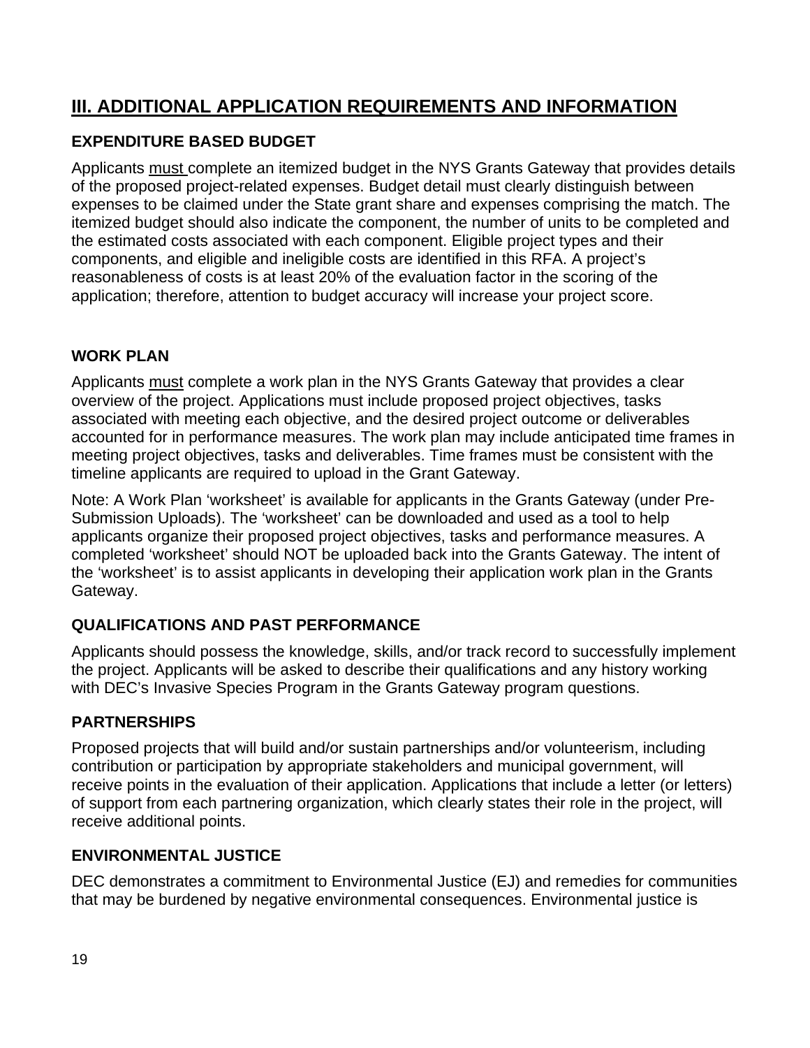## III. ADDITIONAL APPLICATION REQUIREMENTS AND INFORMATION

### EXPENDITURE BASED BUDGET

Applicants must complete an itemized budget in the NYS Grants Gateway that provides details of the proposed project-related expenses. Budget detail must clearly distinguish between expenses to be claimed under the State grant share and expenses comprising the match. The itemized budget should also indicate the component, the number of units to be completed and the estimated costs associated with each component. Eligible project types and their components, and eligible and ineligible costs are identified in this RFA. A project's reasonableness of costs is at least 20% of the evaluation factor in the scoring of the application; therefore, attention to budget accuracy will increase your project score.

### WORK PLAN

Applicants must complete a work plan in the NYS Grants Gateway that provides a clear overview of the project. Applications must include proposed project objectives, tasks associated with meeting each objective, and the desired project outcome or deliverables accounted for in performance measures. The work plan may include anticipated time frames in meeting project objectives, tasks and deliverables. Time frames must be consistent with the timeline applicants are required to upload in the Grant Gateway.

Note: A Work Plan 'worksheet' is available for applicants in the Grants Gateway (under Pre-Submission Uploads). The 'worksheet' can be downloaded and used as a tool to help applicants organize their proposed project objectives, tasks and performance measures. A completed 'worksheet' should NOT be uploaded back into the Grants Gateway. The intent of the 'worksheet' is to assist applicants in developing their application work plan in the Grants Gateway.

### QUALIFICATIONS AND PAST PERFORMANCE

Applicants should possess the knowledge, skills, and/or track record to successfully implement the project. Applicants will be asked to describe their qualifications and any history working with DEC's Invasive Species Program in the Grants Gateway program questions.

### PARTNERSHIPS

Proposed projects that will build and/or sustain partnerships and/or volunteerism, including contribution or participation by appropriate stakeholders and municipal government, will receive points in the evaluation of their application. Applications that include a letter (or letters) of support from each partnering organization, which clearly states their role in the project, will receive additional points.

### ENVIRONMENTAL JUSTICE

DEC demonstrates a commitment to Environmental Justice (EJ) and remedies for communities that may be burdened by negative environmental consequences. Environmental justice is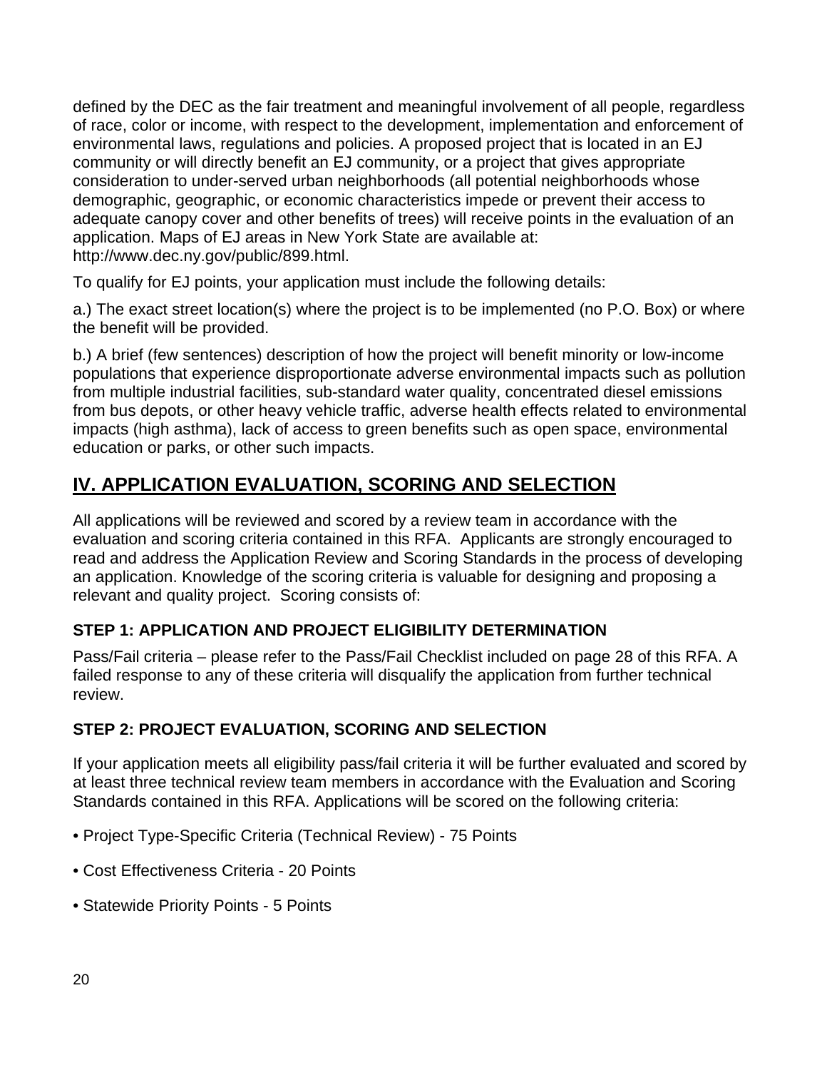defined by the DEC as the fair treatment and meaningful involvement of all people, regardless of race, color or income, with respect to the development, implementation and enforcement of environmental laws, regulations and policies. A proposed project that is located in an EJ community or will directly benefit an EJ community, or a project that gives appropriate consideration to under-served urban neighborhoods (all potential neighborhoods whose demographic, geographic, or economic characteristics impede or prevent their access to adequate canopy cover and other benefits of trees) will receive points in the evaluation of an application. Maps of EJ areas in New York State are available at: http://www.dec.ny.gov/public/899.html.

To qualify for EJ points, your application must include the following details:

a.) The exact street location(s) where the project is to be implemented (no P.O. Box) or where the benefit will be provided.

b.) A brief (few sentences) description of how the project will benefit minority or low-income populations that experience disproportionate adverse environmental impacts such as pollution from multiple industrial facilities, sub-standard water quality, concentrated diesel emissions from bus depots, or other heavy vehicle traffic, adverse health effects related to environmental impacts (high asthma), lack of access to green benefits such as open space, environmental education or parks, or other such impacts.

## IV. APPLICATION EVALUATION, SCORING AND SELECTION

All applications will be reviewed and scored by a review team in accordance with the evaluation and scoring criteria contained in this RFA. Applicants are strongly encouraged to read and address the Application Review and Scoring Standards in the process of developing an application. Knowledge of the scoring criteria is valuable for designing and proposing a relevant and quality project. Scoring consists of:

### STEP 1: APPLICATION AND PROJECT ELIGIBILITY DETERMINATION

Pass/Fail criteria – please refer to the Pass/Fail Checklist included on page 28 of this RFA. A failed response to any of these criteria will disqualify the application from further technical review.

### STEP 2: PROJECT EVALUATION, SCORING AND SELECTION

If your application meets all eligibility pass/fail criteria it will be further evaluated and scored by at least three technical review team members in accordance with the Evaluation and Scoring Standards contained in this RFA. Applications will be scored on the following criteria:

- Project Type-Specific Criteria (Technical Review) - 75 Points
- Cost Effectiveness Criteria - 20 Points
- Statewide Priority Points - 5 Points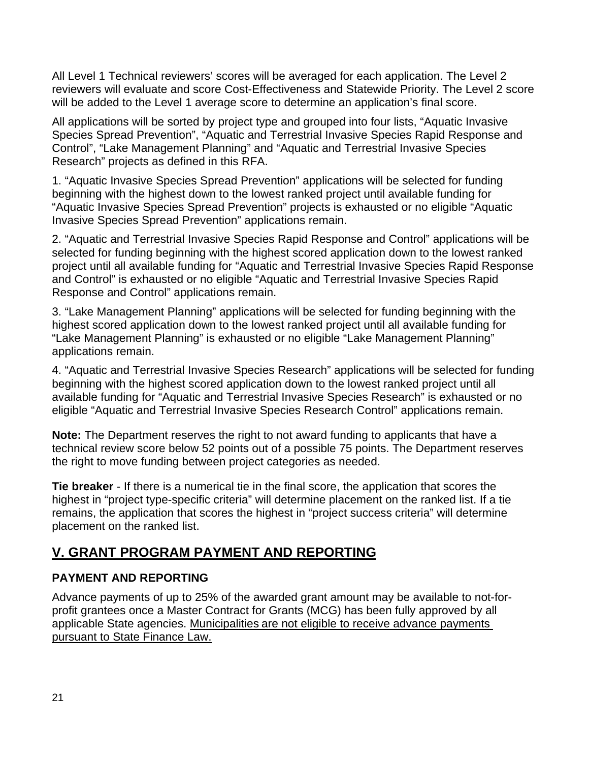All Level 1 Technical reviewers' scores will be averaged for each application. The Level 2 reviewers will evaluate and score Cost-Effectiveness and Statewide Priority. The Level 2 score will be added to the Level 1 average score to determine an application's final score.

All applications will be sorted by project type and grouped into four lists, "Aquatic Invasive Species Spread Prevention", "Aquatic and Terrestrial Invasive Species Rapid Response and Control", "Lake Management Planning" and "Aquatic and Terrestrial Invasive Species Research" projects as defined in this RFA.

1. "Aquatic Invasive Species Spread Prevention" applications will be selected for funding beginning with the highest down to the lowest ranked project until available funding for "Aquatic Invasive Species Spread Prevention" projects is exhausted or no eligible "Aquatic Invasive Species Spread Prevention" applications remain.

2. "Aquatic and Terrestrial Invasive Species Rapid Response and Control" applications will be selected for funding beginning with the highest scored application down to the lowest ranked project until all available funding for "Aquatic and Terrestrial Invasive Species Rapid Response and Control" is exhausted or no eligible "Aquatic and Terrestrial Invasive Species Rapid Response and Control" applications remain.

3. "Lake Management Planning" applications will be selected for funding beginning with the highest scored application down to the lowest ranked project until all available funding for "Lake Management Planning" is exhausted or no eligible "Lake Management Planning" applications remain.

4. "Aquatic and Terrestrial Invasive Species Research" applications will be selected for funding beginning with the highest scored application down to the lowest ranked project until all available funding for "Aquatic and Terrestrial Invasive Species Research" is exhausted or no eligible "Aquatic and Terrestrial Invasive Species Research Control" applications remain.

**Note:** The Department reserves the right to not award funding to applicants that have a technical review score below 52 points out of a possible 75 points. The Department reserves the right to move funding between project categories as needed.

**Tie breaker** - If there is a numerical tie in the final score, the application that scores the highest in "project type-specific criteria" will determine placement on the ranked list. If a tie remains, the application that scores the highest in "project success criteria" will determine placement on the ranked list.

## V. GRANT PROGRAM PAYMENT AND REPORTING

### PAYMENT AND REPORTING

Advance payments of up to 25% of the awarded grant amount may be available to not-for-profit grantees once a Master Contract for Grants (MCG) has been fully approved by all applicable State agencies. Municipalities are not eligible to receive advance payments pursuant to State Finance Law.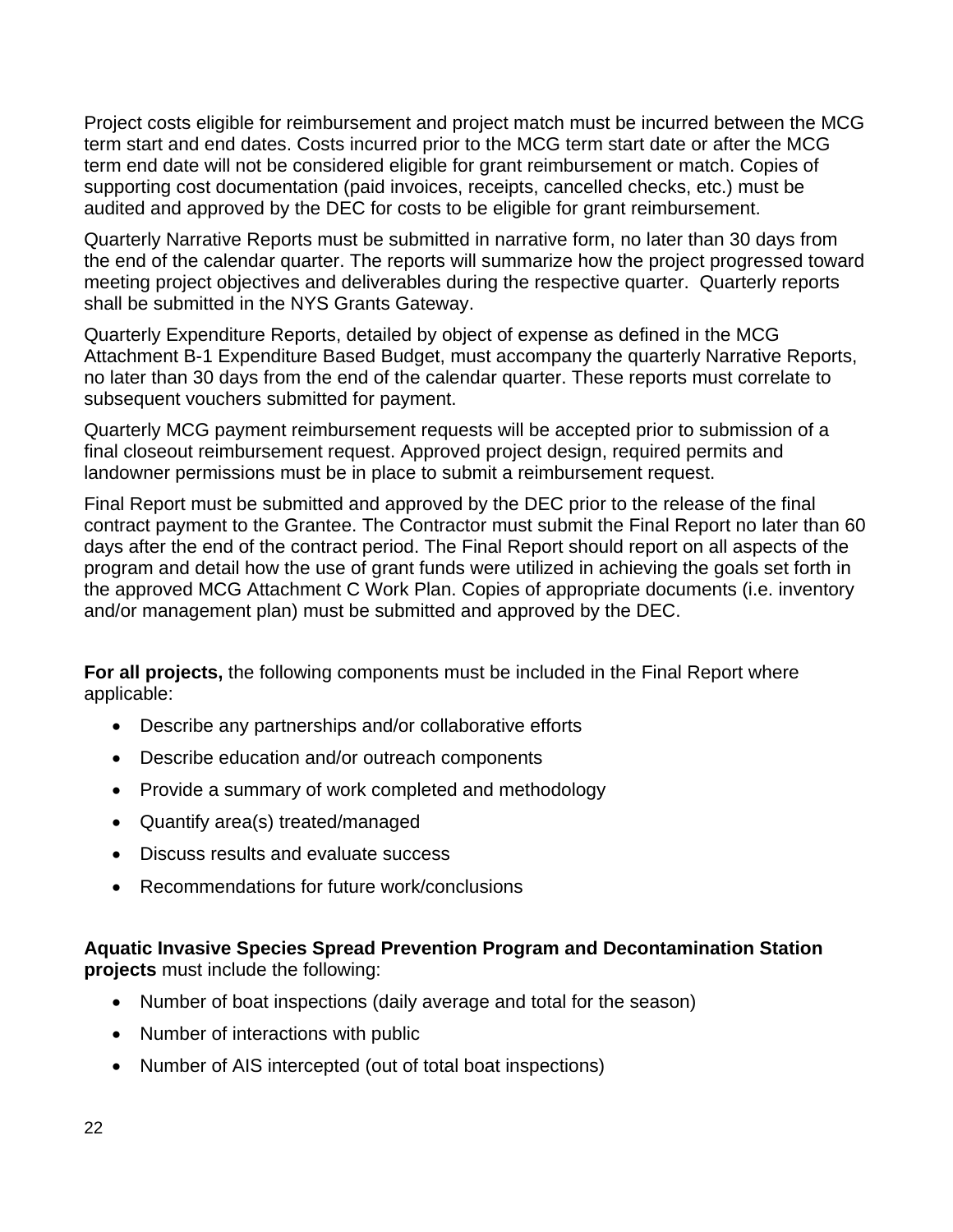Project costs eligible for reimbursement and project match must be incurred between the MCG term start and end dates. Costs incurred prior to the MCG term start date or after the MCG term end date will not be considered eligible for grant reimbursement or match. Copies of supporting cost documentation (paid invoices, receipts, cancelled checks, etc.) must be audited and approved by the DEC for costs to be eligible for grant reimbursement.

Quarterly Narrative Reports must be submitted in narrative form, no later than 30 days from the end of the calendar quarter. The reports will summarize how the project progressed toward meeting project objectives and deliverables during the respective quarter. Quarterly reports shall be submitted in the NYS Grants Gateway.

Quarterly Expenditure Reports, detailed by object of expense as defined in the MCG Attachment B-1 Expenditure Based Budget, must accompany the quarterly Narrative Reports, no later than 30 days from the end of the calendar quarter. These reports must correlate to subsequent vouchers submitted for payment.

Quarterly MCG payment reimbursement requests will be accepted prior to submission of a final closeout reimbursement request. Approved project design, required permits and landowner permissions must be in place to submit a reimbursement request.

Final Report must be submitted and approved by the DEC prior to the release of the final contract payment to the Grantee. The Contractor must submit the Final Report no later than 60 days after the end of the contract period. The Final Report should report on all aspects of the program and detail how the use of grant funds were utilized in achieving the goals set forth in the approved MCG Attachment C Work Plan. Copies of appropriate documents (i.e. inventory and/or management plan) must be submitted and approved by the DEC.

**For all projects,** the following components must be included in the Final Report where applicable:

- Describe any partnerships and/or collaborative efforts
- Describe education and/or outreach components
- Provide a summary of work completed and methodology
- Quantify area(s) treated/managed
- Discuss results and evaluate success
- Recommendations for future work/conclusions

**Aquatic Invasive Species Spread Prevention Program and Decontamination Station projects** must include the following:

- Number of boat inspections (daily average and total for the season)
- Number of interactions with public
- Number of AIS intercepted (out of total boat inspections)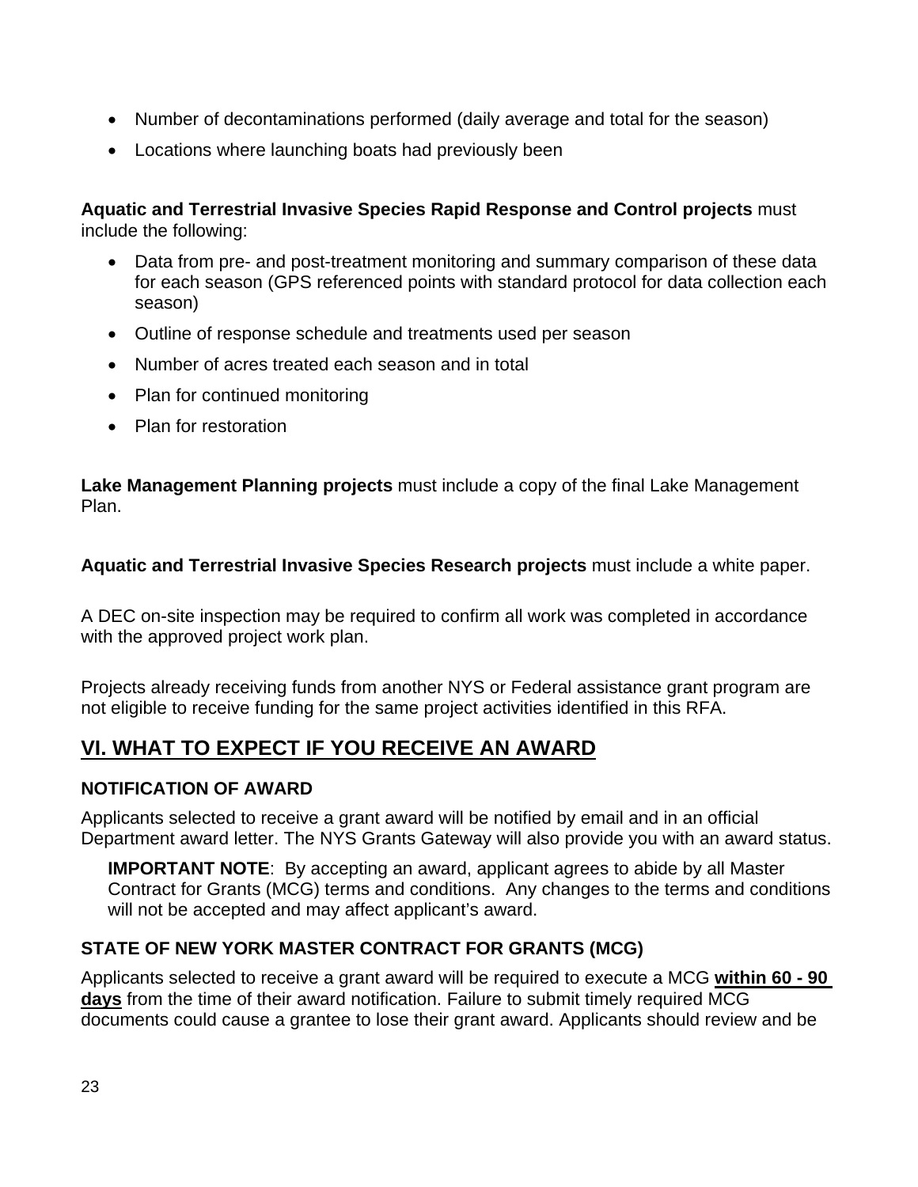- Number of decontaminations performed (daily average and total for the season)
- Locations where launching boats had previously been

**Aquatic and Terrestrial Invasive Species Rapid Response and Control projects** must include the following:

- Data from pre- and post-treatment monitoring and summary comparison of these data for each season (GPS referenced points with standard protocol for data collection each season)
- Outline of response schedule and treatments used per season
- Number of acres treated each season and in total
- Plan for continued monitoring
- Plan for restoration

**Lake Management Planning projects** must include a copy of the final Lake Management Plan.

**Aquatic and Terrestrial Invasive Species Research projects** must include a white paper.

A DEC on-site inspection may be required to confirm all work was completed in accordance with the approved project work plan.

Projects already receiving funds from another NYS or Federal assistance grant program are not eligible to receive funding for the same project activities identified in this RFA.

## VI. WHAT TO EXPECT IF YOU RECEIVE AN AWARD

### NOTIFICATION OF AWARD

Applicants selected to receive a grant award will be notified by email and in an official Department award letter. The NYS Grants Gateway will also provide you with an award status.

> **IMPORTANT NOTE**: By accepting an award, applicant agrees to abide by all Master Contract for Grants (MCG) terms and conditions. Any changes to the terms and conditions will not be accepted and may affect applicant's award.

### STATE OF NEW YORK MASTER CONTRACT FOR GRANTS (MCG)

Applicants selected to receive a grant award will be required to execute a MCG **within 60 - 90 days** from the time of their award notification. Failure to submit timely required MCG documents could cause a grantee to lose their grant award. Applicants should review and be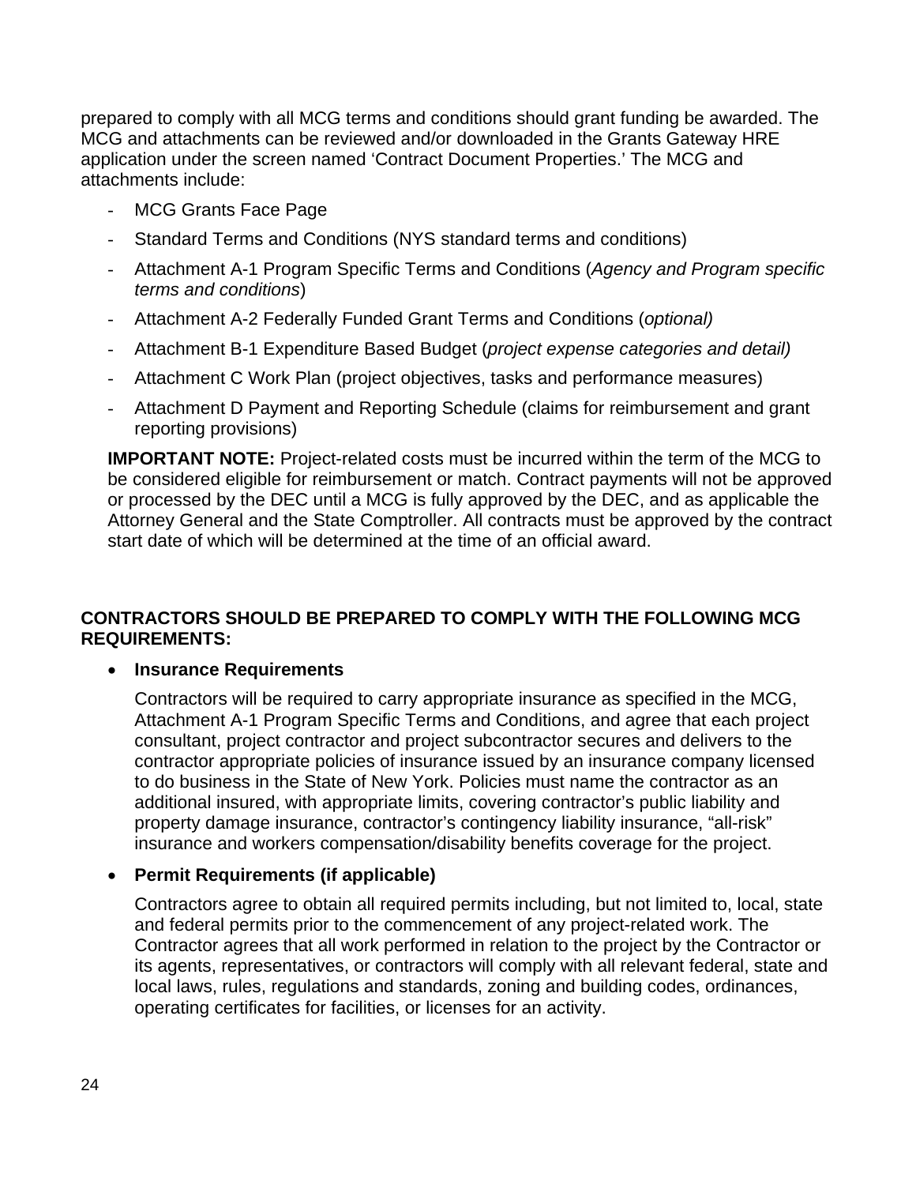prepared to comply with all MCG terms and conditions should grant funding be awarded. The MCG and attachments can be reviewed and/or downloaded in the Grants Gateway HRE application under the screen named 'Contract Document Properties.' The MCG and attachments include:

- MCG Grants Face Page
- Standard Terms and Conditions (NYS standard terms and conditions)
- Attachment A-1 Program Specific Terms and Conditions (*Agency and Program specific terms and conditions*)
- Attachment A-2 Federally Funded Grant Terms and Conditions (*optional)*
- Attachment B-1 Expenditure Based Budget (*project expense categories and detail)*
- Attachment C Work Plan (project objectives, tasks and performance measures)
- Attachment D Payment and Reporting Schedule (claims for reimbursement and grant reporting provisions)

**IMPORTANT NOTE:** Project-related costs must be incurred within the term of the MCG to be considered eligible for reimbursement or match. Contract payments will not be approved or processed by the DEC until a MCG is fully approved by the DEC, and as applicable the Attorney General and the State Comptroller. All contracts must be approved by the contract start date of which will be determined at the time of an official award.

**CONTRACTORS SHOULD BE PREPARED TO COMPLY WITH THE FOLLOWING MCG REQUIREMENTS:**

- **Insurance Requirements**

  Contractors will be required to carry appropriate insurance as specified in the MCG, Attachment A-1 Program Specific Terms and Conditions, and agree that each project consultant, project contractor and project subcontractor secures and delivers to the contractor appropriate policies of insurance issued by an insurance company licensed to do business in the State of New York. Policies must name the contractor as an additional insured, with appropriate limits, covering contractor's public liability and property damage insurance, contractor's contingency liability insurance, "all-risk" insurance and workers compensation/disability benefits coverage for the project.

- **Permit Requirements (if applicable)**

  Contractors agree to obtain all required permits including, but not limited to, local, state and federal permits prior to the commencement of any project-related work. The Contractor agrees that all work performed in relation to the project by the Contractor or its agents, representatives, or contractors will comply with all relevant federal, state and local laws, rules, regulations and standards, zoning and building codes, ordinances, operating certificates for facilities, or licenses for an activity.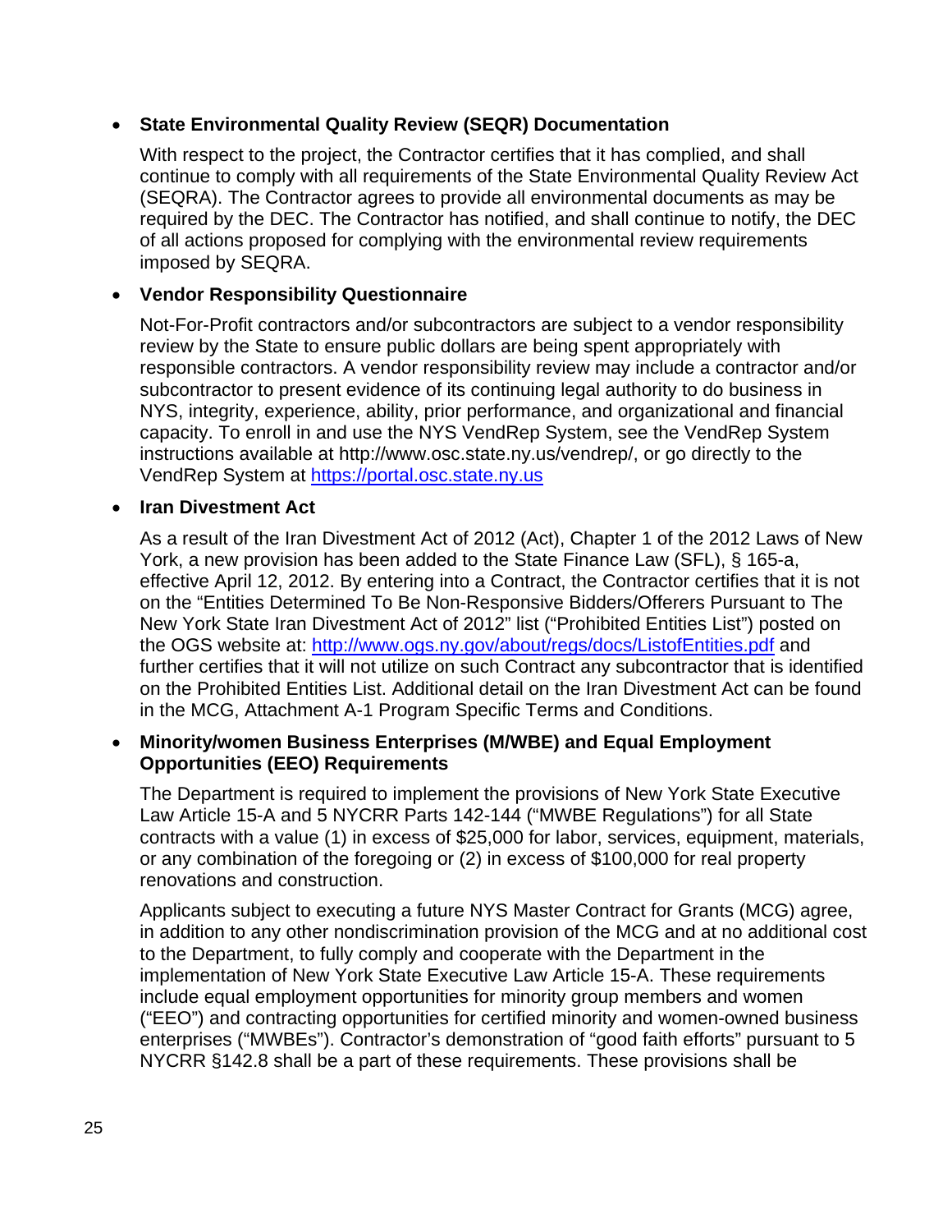- **State Environmental Quality Review (SEQR) Documentation**

  With respect to the project, the Contractor certifies that it has complied, and shall continue to comply with all requirements of the State Environmental Quality Review Act (SEQRA). The Contractor agrees to provide all environmental documents as may be required by the DEC. The Contractor has notified, and shall continue to notify, the DEC of all actions proposed for complying with the environmental review requirements imposed by SEQRA.

- **Vendor Responsibility Questionnaire**

  Not-For-Profit contractors and/or subcontractors are subject to a vendor responsibility review by the State to ensure public dollars are being spent appropriately with responsible contractors. A vendor responsibility review may include a contractor and/or subcontractor to present evidence of its continuing legal authority to do business in NYS, integrity, experience, ability, prior performance, and organizational and financial capacity. To enroll in and use the NYS VendRep System, see the VendRep System instructions available at http://www.osc.state.ny.us/vendrep/, or go directly to the VendRep System at [https://portal.osc.state.ny.us](https://portal.osc.state.ny.us)

- **Iran Divestment Act**

  As a result of the Iran Divestment Act of 2012 (Act), Chapter 1 of the 2012 Laws of New York, a new provision has been added to the State Finance Law (SFL), § 165-a, effective April 12, 2012. By entering into a Contract, the Contractor certifies that it is not on the "Entities Determined To Be Non-Responsive Bidders/Offerers Pursuant to The New York State Iran Divestment Act of 2012" list ("Prohibited Entities List") posted on the OGS website at: [http://www.ogs.ny.gov/about/regs/docs/ListofEntities.pdf](http://www.ogs.ny.gov/about/regs/docs/ListofEntities.pdf) and further certifies that it will not utilize on such Contract any subcontractor that is identified on the Prohibited Entities List. Additional detail on the Iran Divestment Act can be found in the MCG, Attachment A-1 Program Specific Terms and Conditions.

- **Minority/women Business Enterprises (M/WBE) and Equal Employment Opportunities (EEO) Requirements**

  The Department is required to implement the provisions of New York State Executive Law Article 15-A and 5 NYCRR Parts 142-144 ("MWBE Regulations") for all State contracts with a value (1) in excess of $25,000 for labor, services, equipment, materials, or any combination of the foregoing or (2) in excess of $100,000 for real property renovations and construction.

  Applicants subject to executing a future NYS Master Contract for Grants (MCG) agree, in addition to any other nondiscrimination provision of the MCG and at no additional cost to the Department, to fully comply and cooperate with the Department in the implementation of New York State Executive Law Article 15-A. These requirements include equal employment opportunities for minority group members and women ("EEO") and contracting opportunities for certified minority and women-owned business enterprises ("MWBEs"). Contractor's demonstration of "good faith efforts" pursuant to 5 NYCRR §142.8 shall be a part of these requirements. These provisions shall be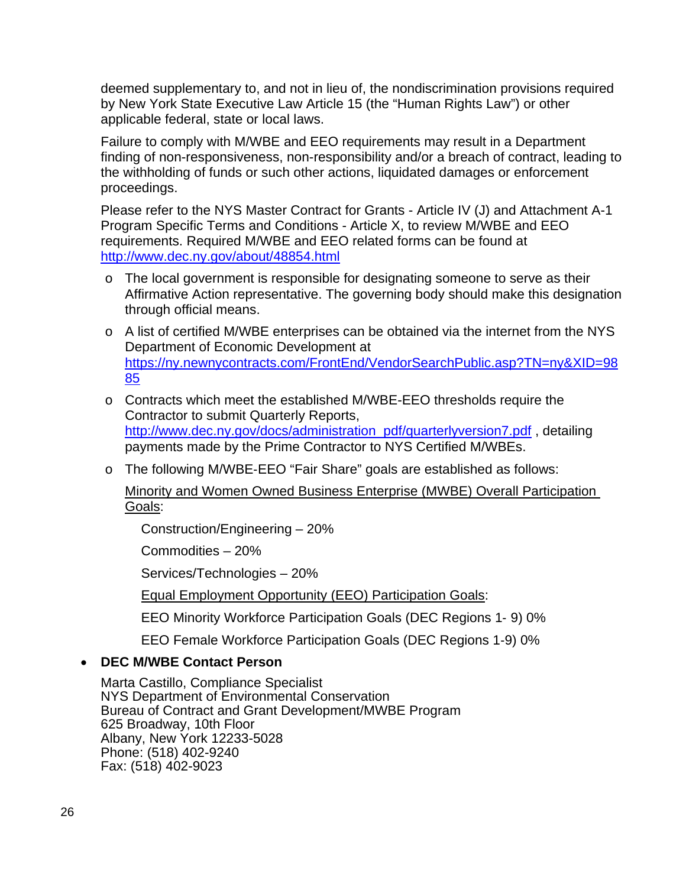deemed supplementary to, and not in lieu of, the nondiscrimination provisions required by New York State Executive Law Article 15 (the "Human Rights Law") or other applicable federal, state or local laws.

Failure to comply with M/WBE and EEO requirements may result in a Department finding of non-responsiveness, non-responsibility and/or a breach of contract, leading to the withholding of funds or such other actions, liquidated damages or enforcement proceedings.

Please refer to the NYS Master Contract for Grants - Article IV (J) and Attachment A-1 Program Specific Terms and Conditions - Article X, to review M/WBE and EEO requirements. Required M/WBE and EEO related forms can be found at http://www.dec.ny.gov/about/48854.html

- The local government is responsible for designating someone to serve as their Affirmative Action representative. The governing body should make this designation through official means.
- A list of certified M/WBE enterprises can be obtained via the internet from the NYS Department of Economic Development at https://ny.newnycontracts.com/FrontEnd/VendorSearchPublic.asp?TN=ny&XID=9885
- Contracts which meet the established M/WBE-EEO thresholds require the Contractor to submit Quarterly Reports, http://www.dec.ny.gov/docs/administration_pdf/quarterlyversion7.pdf , detailing payments made by the Prime Contractor to NYS Certified M/WBEs.
- The following M/WBE-EEO "Fair Share" goals are established as follows:

  Minority and Women Owned Business Enterprise (MWBE) Overall Participation Goals:

  Construction/Engineering – 20%

  Commodities – 20%

  Services/Technologies – 20%

  Equal Employment Opportunity (EEO) Participation Goals:

  EEO Minority Workforce Participation Goals (DEC Regions 1- 9) 0%

  EEO Female Workforce Participation Goals (DEC Regions 1-9) 0%

- **DEC M/WBE Contact Person**

  Marta Castillo, Compliance Specialist
  NYS Department of Environmental Conservation
  Bureau of Contract and Grant Development/MWBE Program
  625 Broadway, 10th Floor
  Albany, New York 12233-5028
  Phone: (518) 402-9240
  Fax: (518) 402-9023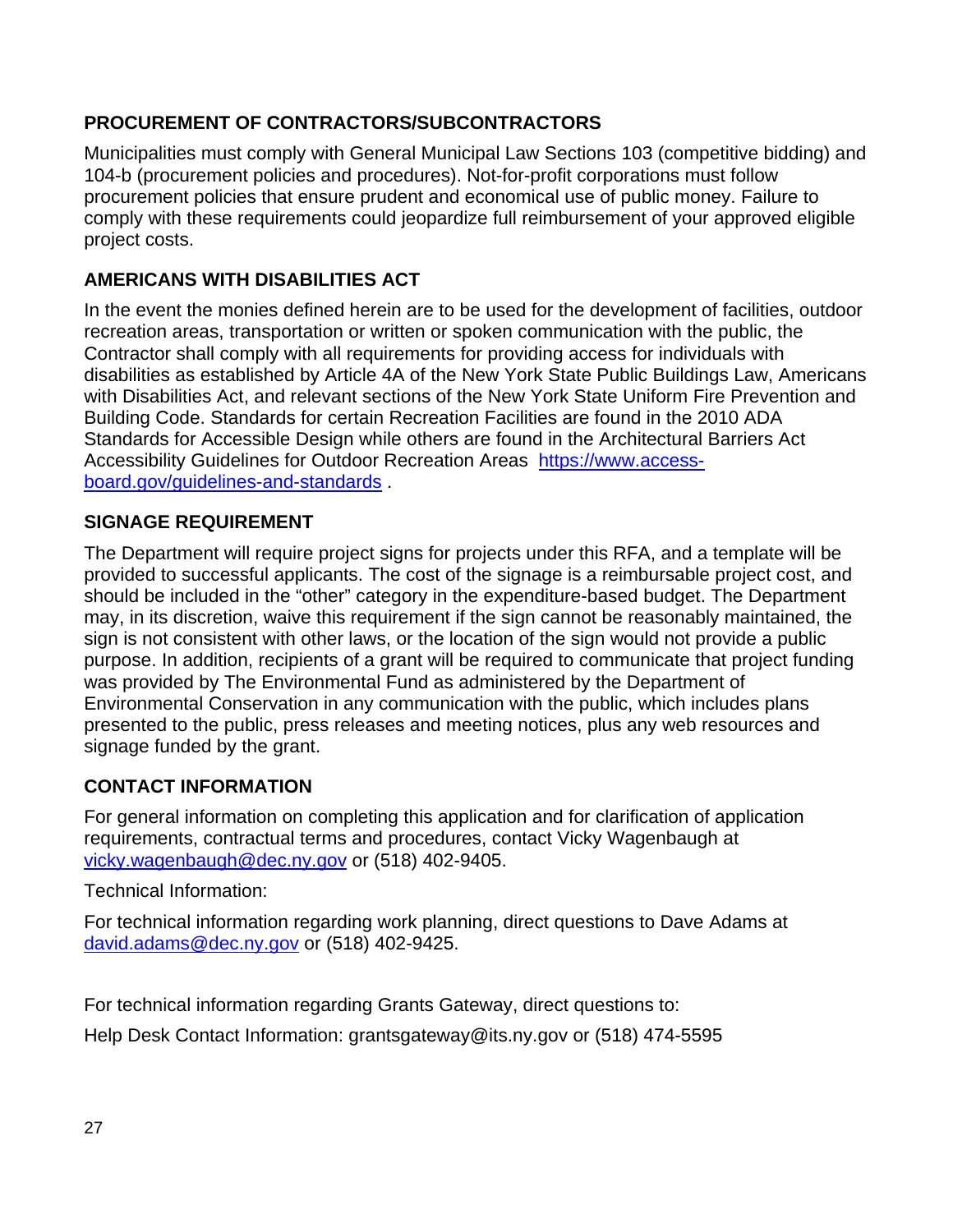## PROCUREMENT OF CONTRACTORS/SUBCONTRACTORS

Municipalities must comply with General Municipal Law Sections 103 (competitive bidding) and 104-b (procurement policies and procedures). Not-for-profit corporations must follow procurement policies that ensure prudent and economical use of public money. Failure to comply with these requirements could jeopardize full reimbursement of your approved eligible project costs.

## AMERICANS WITH DISABILITIES ACT

In the event the monies defined herein are to be used for the development of facilities, outdoor recreation areas, transportation or written or spoken communication with the public, the Contractor shall comply with all requirements for providing access for individuals with disabilities as established by Article 4A of the New York State Public Buildings Law, Americans with Disabilities Act, and relevant sections of the New York State Uniform Fire Prevention and Building Code. Standards for certain Recreation Facilities are found in the 2010 ADA Standards for Accessible Design while others are found in the Architectural Barriers Act Accessibility Guidelines for Outdoor Recreation Areas [https://www.access-board.gov/guidelines-and-standards](https://www.access-board.gov/guidelines-and-standards) .

## SIGNAGE REQUIREMENT

The Department will require project signs for projects under this RFA, and a template will be provided to successful applicants. The cost of the signage is a reimbursable project cost, and should be included in the "other" category in the expenditure-based budget. The Department may, in its discretion, waive this requirement if the sign cannot be reasonably maintained, the sign is not consistent with other laws, or the location of the sign would not provide a public purpose. In addition, recipients of a grant will be required to communicate that project funding was provided by The Environmental Fund as administered by the Department of Environmental Conservation in any communication with the public, which includes plans presented to the public, press releases and meeting notices, plus any web resources and signage funded by the grant.

## CONTACT INFORMATION

For general information on completing this application and for clarification of application requirements, contractual terms and procedures, contact Vicky Wagenbaugh at [vicky.wagenbaugh@dec.ny.gov](mailto:vicky.wagenbaugh@dec.ny.gov) or (518) 402-9405.

Technical Information:

For technical information regarding work planning, direct questions to Dave Adams at [david.adams@dec.ny.gov](mailto:david.adams@dec.ny.gov) or (518) 402-9425.

For technical information regarding Grants Gateway, direct questions to:

Help Desk Contact Information: grantsgateway@its.ny.gov or (518) 474-5595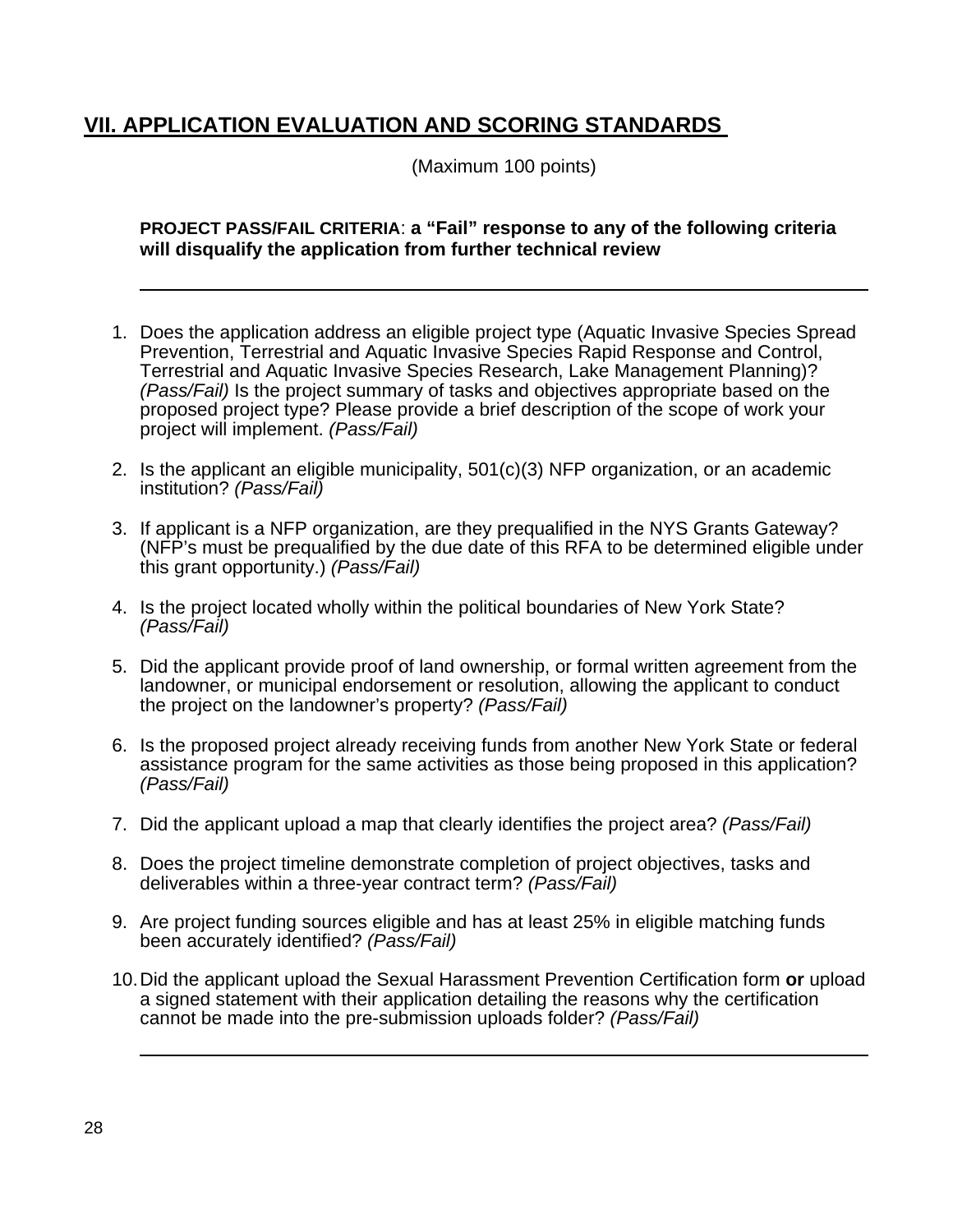## VII. APPLICATION EVALUATION AND SCORING STANDARDS

(Maximum 100 points)

**PROJECT PASS/FAIL CRITERIA: a "Fail" response to any of the following criteria will disqualify the application from further technical review**

---

1. Does the application address an eligible project type (Aquatic Invasive Species Spread Prevention, Terrestrial and Aquatic Invasive Species Rapid Response and Control, Terrestrial and Aquatic Invasive Species Research, Lake Management Planning)? *(Pass/Fail)* Is the project summary of tasks and objectives appropriate based on the proposed project type? Please provide a brief description of the scope of work your project will implement. *(Pass/Fail)*

2. Is the applicant an eligible municipality, 501(c)(3) NFP organization, or an academic institution? *(Pass/Fail)*

3. If applicant is a NFP organization, are they prequalified in the NYS Grants Gateway? (NFP's must be prequalified by the due date of this RFA to be determined eligible under this grant opportunity.) *(Pass/Fail)*

4. Is the project located wholly within the political boundaries of New York State? *(Pass/Fail)*

5. Did the applicant provide proof of land ownership, or formal written agreement from the landowner, or municipal endorsement or resolution, allowing the applicant to conduct the project on the landowner's property? *(Pass/Fail)*

6. Is the proposed project already receiving funds from another New York State or federal assistance program for the same activities as those being proposed in this application? *(Pass/Fail)*

7. Did the applicant upload a map that clearly identifies the project area? *(Pass/Fail)*

8. Does the project timeline demonstrate completion of project objectives, tasks and deliverables within a three-year contract term? *(Pass/Fail)*

9. Are project funding sources eligible and has at least 25% in eligible matching funds been accurately identified? *(Pass/Fail)*

10. Did the applicant upload the Sexual Harassment Prevention Certification form **or** upload a signed statement with their application detailing the reasons why the certification cannot be made into the pre-submission uploads folder? *(Pass/Fail)*

---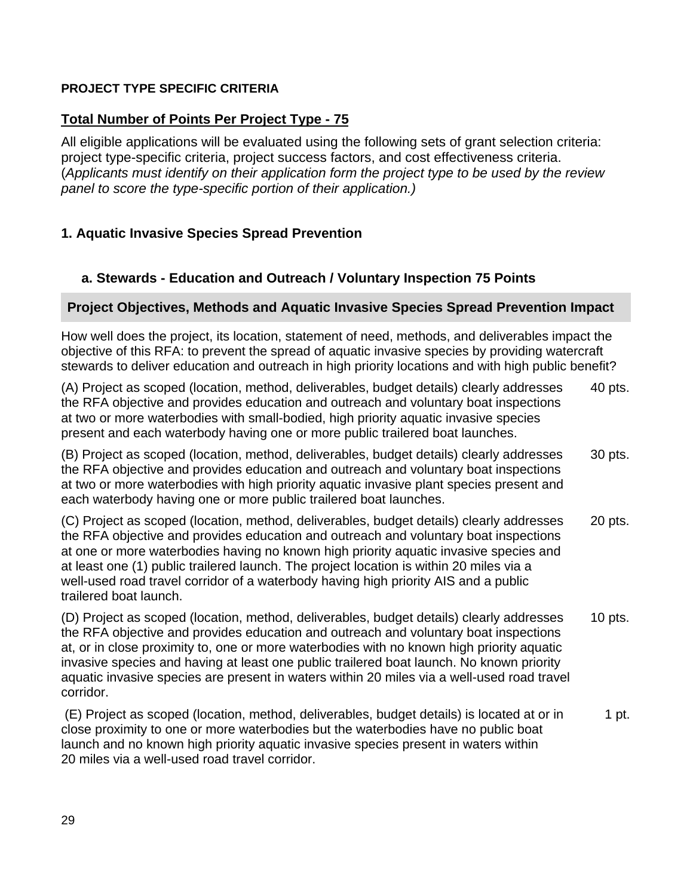**PROJECT TYPE SPECIFIC CRITERIA**

**Total Number of Points Per Project Type - 75**

All eligible applications will be evaluated using the following sets of grant selection criteria: project type-specific criteria, project success factors, and cost effectiveness criteria. (*Applicants must identify on their application form the project type to be used by the review panel to score the type-specific portion of their application.)*

### 1. Aquatic Invasive Species Spread Prevention

#### a. Stewards - Education and Outreach / Voluntary Inspection 75 Points

**Project Objectives, Methods and Aquatic Invasive Species Spread Prevention Impact**

How well does the project, its location, statement of need, methods, and deliverables impact the objective of this RFA: to prevent the spread of aquatic invasive species by providing watercraft stewards to deliver education and outreach in high priority locations and with high public benefit?

| | |
|---|---|
| (A) Project as scoped (location, method, deliverables, budget details) clearly addresses the RFA objective and provides education and outreach and voluntary boat inspections at two or more waterbodies with small-bodied, high priority aquatic invasive species present and each waterbody having one or more public trailered boat launches. | 40 pts. |
| (B) Project as scoped (location, method, deliverables, budget details) clearly addresses the RFA objective and provides education and outreach and voluntary boat inspections at two or more waterbodies with high priority aquatic invasive plant species present and each waterbody having one or more public trailered boat launches. | 30 pts. |
| (C) Project as scoped (location, method, deliverables, budget details) clearly addresses the RFA objective and provides education and outreach and voluntary boat inspections at one or more waterbodies having no known high priority aquatic invasive species and at least one (1) public trailered launch. The project location is within 20 miles via a well-used road travel corridor of a waterbody having high priority AIS and a public trailered boat launch. | 20 pts. |
| (D) Project as scoped (location, method, deliverables, budget details) clearly addresses the RFA objective and provides education and outreach and voluntary boat inspections at, or in close proximity to, one or more waterbodies with no known high priority aquatic invasive species and having at least one public trailered boat launch. No known priority aquatic invasive species are present in waters within 20 miles via a well-used road travel corridor. | 10 pts. |
| (E) Project as scoped (location, method, deliverables, budget details) is located at or in close proximity to one or more waterbodies but the waterbodies have no public boat launch and no known high priority aquatic invasive species present in waters within 20 miles via a well-used road travel corridor. | 1 pt. |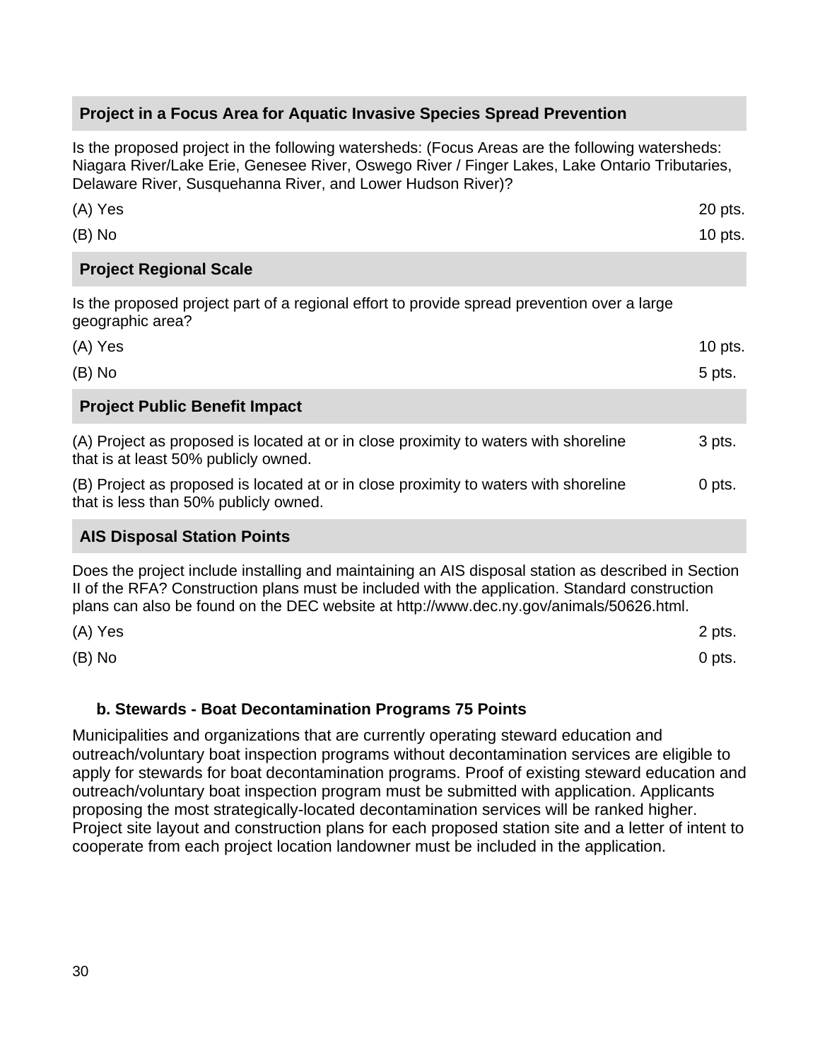| Project in a Focus Area for Aquatic Invasive Species Spread Prevention | |
|---|---|
| Is the proposed project in the following watersheds: (Focus Areas are the following watersheds: Niagara River/Lake Erie, Genesee River, Oswego River / Finger Lakes, Lake Ontario Tributaries, Delaware River, Susquehanna River, and Lower Hudson River)? | |
| (A) Yes | 20 pts. |
| (B) No | 10 pts. |

| Project Regional Scale | |
|---|---|
| Is the proposed project part of a regional effort to provide spread prevention over a large geographic area? | |
| (A) Yes | 10 pts. |
| (B) No | 5 pts. |

| Project Public Benefit Impact | |
|---|---|
| (A) Project as proposed is located at or in close proximity to waters with shoreline that is at least 50% publicly owned. | 3 pts. |
| (B) Project as proposed is located at or in close proximity to waters with shoreline that is less than 50% publicly owned. | 0 pts. |

| AIS Disposal Station Points | |
|---|---|
| Does the project include installing and maintaining an AIS disposal station as described in Section II of the RFA? Construction plans must be included with the application. Standard construction plans can also be found on the DEC website at http://www.dec.ny.gov/animals/50626.html. | |
| (A) Yes | 2 pts. |
| (B) No | 0 pts. |

### b. Stewards - Boat Decontamination Programs 75 Points

Municipalities and organizations that are currently operating steward education and outreach/voluntary boat inspection programs without decontamination services are eligible to apply for stewards for boat decontamination programs. Proof of existing steward education and outreach/voluntary boat inspection program must be submitted with application. Applicants proposing the most strategically-located decontamination services will be ranked higher. Project site layout and construction plans for each proposed station site and a letter of intent to cooperate from each project location landowner must be included in the application.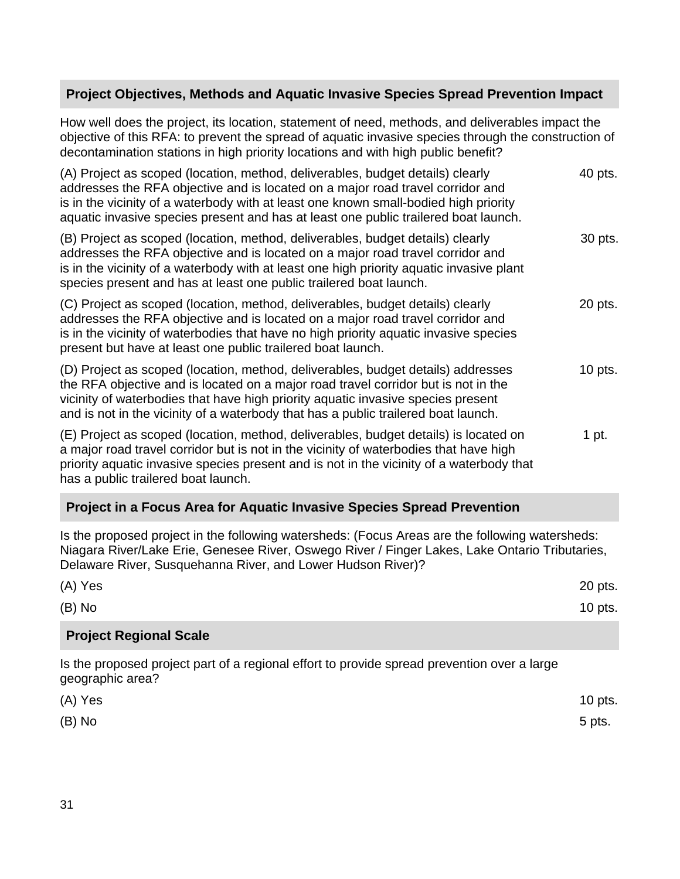### Project Objectives, Methods and Aquatic Invasive Species Spread Prevention Impact

How well does the project, its location, statement of need, methods, and deliverables impact the objective of this RFA: to prevent the spread of aquatic invasive species through the construction of decontamination stations in high priority locations and with high public benefit?

| | |
|---|---|
| (A) Project as scoped (location, method, deliverables, budget details) clearly addresses the RFA objective and is located on a major road travel corridor and is in the vicinity of a waterbody with at least one known small-bodied high priority aquatic invasive species present and has at least one public trailered boat launch. | 40 pts. |
| (B) Project as scoped (location, method, deliverables, budget details) clearly addresses the RFA objective and is located on a major road travel corridor and is in the vicinity of a waterbody with at least one high priority aquatic invasive plant species present and has at least one public trailered boat launch. | 30 pts. |
| (C) Project as scoped (location, method, deliverables, budget details) clearly addresses the RFA objective and is located on a major road travel corridor and is in the vicinity of waterbodies that have no high priority aquatic invasive species present but have at least one public trailered boat launch. | 20 pts. |
| (D) Project as scoped (location, method, deliverables, budget details) addresses the RFA objective and is located on a major road travel corridor but is not in the vicinity of waterbodies that have high priority aquatic invasive species present and is not in the vicinity of a waterbody that has a public trailered boat launch. | 10 pts. |
| (E) Project as scoped (location, method, deliverables, budget details) is located on a major road travel corridor but is not in the vicinity of waterbodies that have high priority aquatic invasive species present and is not in the vicinity of a waterbody that has a public trailered boat launch. | 1 pt. |

### Project in a Focus Area for Aquatic Invasive Species Spread Prevention

Is the proposed project in the following watersheds: (Focus Areas are the following watersheds: Niagara River/Lake Erie, Genesee River, Oswego River / Finger Lakes, Lake Ontario Tributaries, Delaware River, Susquehanna River, and Lower Hudson River)?

| | |
|---|---|
| (A) Yes | 20 pts. |
| (B) No | 10 pts. |

### Project Regional Scale

Is the proposed project part of a regional effort to provide spread prevention over a large geographic area?

| | |
|---|---|
| (A) Yes | 10 pts. |
| (B) No | 5 pts. |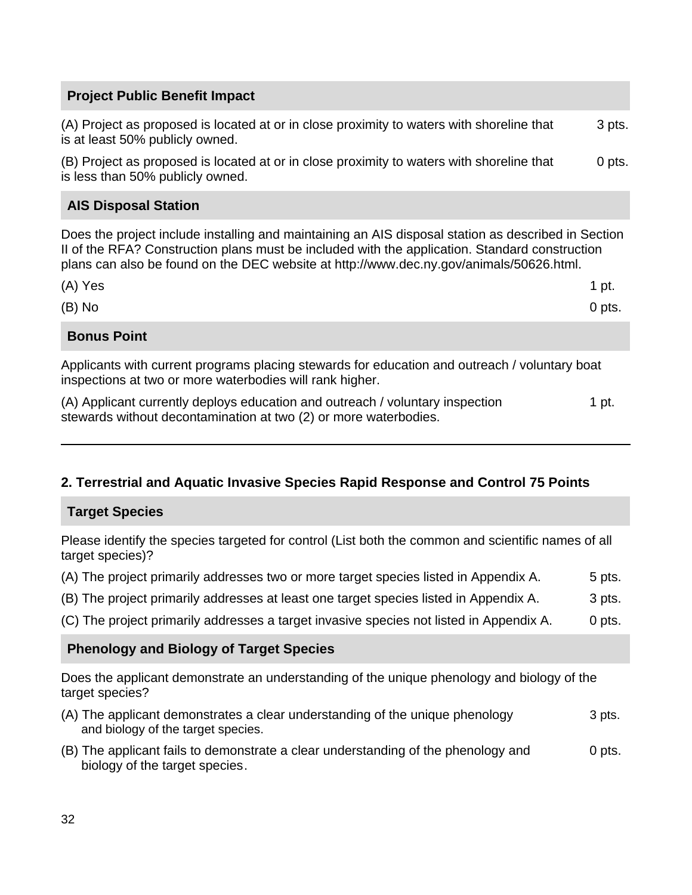**Project Public Benefit Impact**

(A) Project as proposed is located at or in close proximity to waters with shoreline that is at least 50% publicly owned. 3 pts.

(B) Project as proposed is located at or in close proximity to waters with shoreline that is less than 50% publicly owned. 0 pts.

**AIS Disposal Station**

Does the project include installing and maintaining an AIS disposal station as described in Section II of the RFA? Construction plans must be included with the application. Standard construction plans can also be found on the DEC website at http://www.dec.ny.gov/animals/50626.html.

(A) Yes 1 pt.

(B) No 0 pts.

**Bonus Point**

Applicants with current programs placing stewards for education and outreach / voluntary boat inspections at two or more waterbodies will rank higher.

(A) Applicant currently deploys education and outreach / voluntary inspection stewards without decontamination at two (2) or more waterbodies. 1 pt.

---

## 2. Terrestrial and Aquatic Invasive Species Rapid Response and Control 75 Points

**Target Species**

Please identify the species targeted for control (List both the common and scientific names of all target species)?

(A) The project primarily addresses two or more target species listed in Appendix A. 5 pts.

(B) The project primarily addresses at least one target species listed in Appendix A. 3 pts.

(C) The project primarily addresses a target invasive species not listed in Appendix A. 0 pts.

**Phenology and Biology of Target Species**

Does the applicant demonstrate an understanding of the unique phenology and biology of the target species?

(A) The applicant demonstrates a clear understanding of the unique phenology and biology of the target species. 3 pts.

(B) The applicant fails to demonstrate a clear understanding of the phenology and biology of the target species. 0 pts.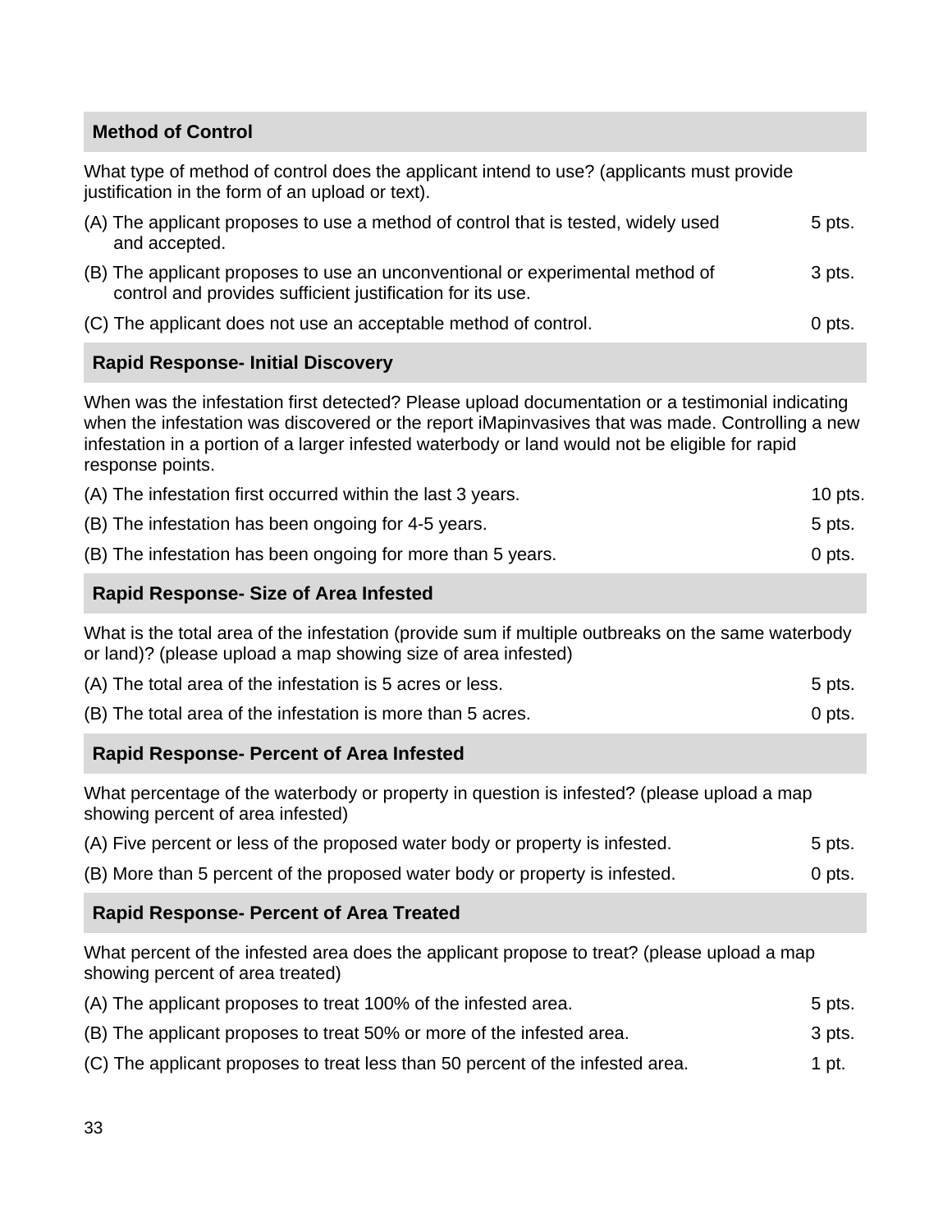### Method of Control

What type of method of control does the applicant intend to use? (applicants must provide justification in the form of an upload or text).

(A) The applicant proposes to use a method of control that is tested, widely used and accepted. 5 pts.

(B) The applicant proposes to use an unconventional or experimental method of control and provides sufficient justification for its use. 3 pts.

(C) The applicant does not use an acceptable method of control. 0 pts.

### Rapid Response- Initial Discovery

When was the infestation first detected? Please upload documentation or a testimonial indicating when the infestation was discovered or the report iMapinvasives that was made. Controlling a new infestation in a portion of a larger infested waterbody or land would not be eligible for rapid response points.

(A) The infestation first occurred within the last 3 years. 10 pts.

(B) The infestation has been ongoing for 4-5 years. 5 pts.

(B) The infestation has been ongoing for more than 5 years. 0 pts.

### Rapid Response- Size of Area Infested

What is the total area of the infestation (provide sum if multiple outbreaks on the same waterbody or land)? (please upload a map showing size of area infested)

(A) The total area of the infestation is 5 acres or less. 5 pts.

(B) The total area of the infestation is more than 5 acres. 0 pts.

### Rapid Response- Percent of Area Infested

What percentage of the waterbody or property in question is infested? (please upload a map showing percent of area infested)

(A) Five percent or less of the proposed water body or property is infested. 5 pts.

(B) More than 5 percent of the proposed water body or property is infested. 0 pts.

### Rapid Response- Percent of Area Treated

What percent of the infested area does the applicant propose to treat? (please upload a map showing percent of area treated)

(A) The applicant proposes to treat 100% of the infested area. 5 pts.

(B) The applicant proposes to treat 50% or more of the infested area. 3 pts.

(C) The applicant proposes to treat less than 50 percent of the infested area. 1 pt.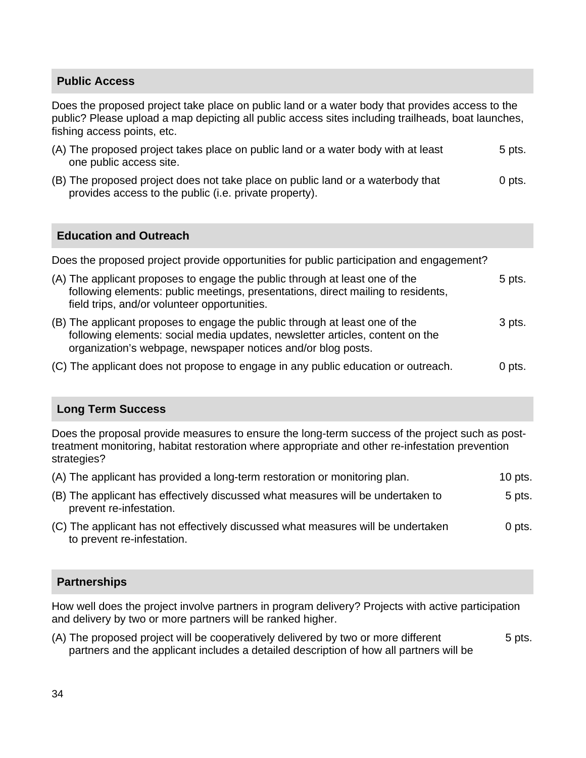### Public Access

Does the proposed project take place on public land or a water body that provides access to the public? Please upload a map depicting all public access sites including trailheads, boat launches, fishing access points, etc.

| | |
|---|---|
| (A) The proposed project takes place on public land or a water body with at least one public access site. | 5 pts. |
| (B) The proposed project does not take place on public land or a waterbody that provides access to the public (i.e. private property). | 0 pts. |

### Education and Outreach

Does the proposed project provide opportunities for public participation and engagement?

| | |
|---|---|
| (A) The applicant proposes to engage the public through at least one of the following elements: public meetings, presentations, direct mailing to residents, field trips, and/or volunteer opportunities. | 5 pts. |
| (B) The applicant proposes to engage the public through at least one of the following elements: social media updates, newsletter articles, content on the organization's webpage, newspaper notices and/or blog posts. | 3 pts. |
| (C) The applicant does not propose to engage in any public education or outreach. | 0 pts. |

### Long Term Success

Does the proposal provide measures to ensure the long-term success of the project such as post-treatment monitoring, habitat restoration where appropriate and other re-infestation prevention strategies?

| | |
|---|---|
| (A) The applicant has provided a long-term restoration or monitoring plan. | 10 pts. |
| (B) The applicant has effectively discussed what measures will be undertaken to prevent re-infestation. | 5 pts. |
| (C) The applicant has not effectively discussed what measures will be undertaken to prevent re-infestation. | 0 pts. |

### Partnerships

How well does the project involve partners in program delivery? Projects with active participation and delivery by two or more partners will be ranked higher.

| | |
|---|---|
| (A) The proposed project will be cooperatively delivered by two or more different partners and the applicant includes a detailed description of how all partners will be | 5 pts. |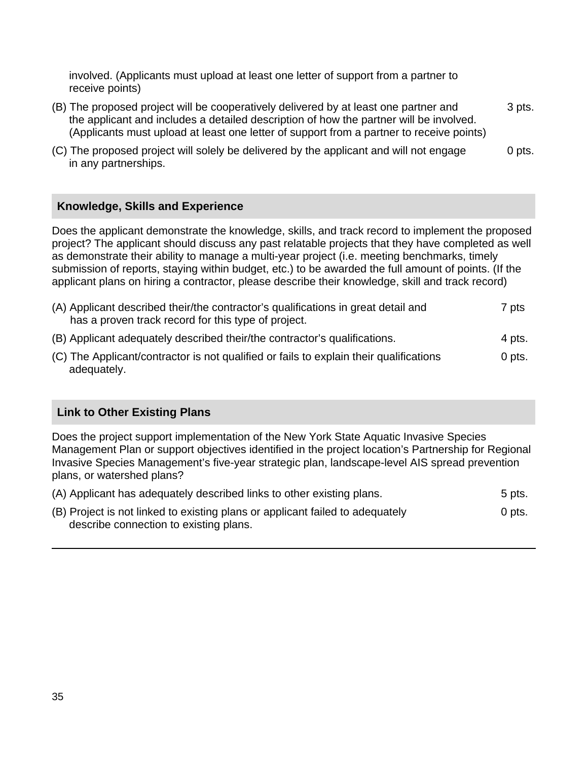involved. (Applicants must upload at least one letter of support from a partner to receive points)

(B) The proposed project will be cooperatively delivered by at least one partner and the applicant and includes a detailed description of how the partner will be involved. (Applicants must upload at least one letter of support from a partner to receive points) — 3 pts.

(C) The proposed project will solely be delivered by the applicant and will not engage in any partnerships. — 0 pts.

## Knowledge, Skills and Experience

Does the applicant demonstrate the knowledge, skills, and track record to implement the proposed project? The applicant should discuss any past relatable projects that they have completed as well as demonstrate their ability to manage a multi-year project (i.e. meeting benchmarks, timely submission of reports, staying within budget, etc.) to be awarded the full amount of points. (If the applicant plans on hiring a contractor, please describe their knowledge, skill and track record)

(A) Applicant described their/the contractor's qualifications in great detail and has a proven track record for this type of project. — 7 pts

(B) Applicant adequately described their/the contractor's qualifications. — 4 pts.

(C) The Applicant/contractor is not qualified or fails to explain their qualifications adequately. — 0 pts.

## Link to Other Existing Plans

Does the project support implementation of the New York State Aquatic Invasive Species Management Plan or support objectives identified in the project location's Partnership for Regional Invasive Species Management's five-year strategic plan, landscape-level AIS spread prevention plans, or watershed plans?

(A) Applicant has adequately described links to other existing plans. — 5 pts.

(B) Project is not linked to existing plans or applicant failed to adequately describe connection to existing plans. — 0 pts.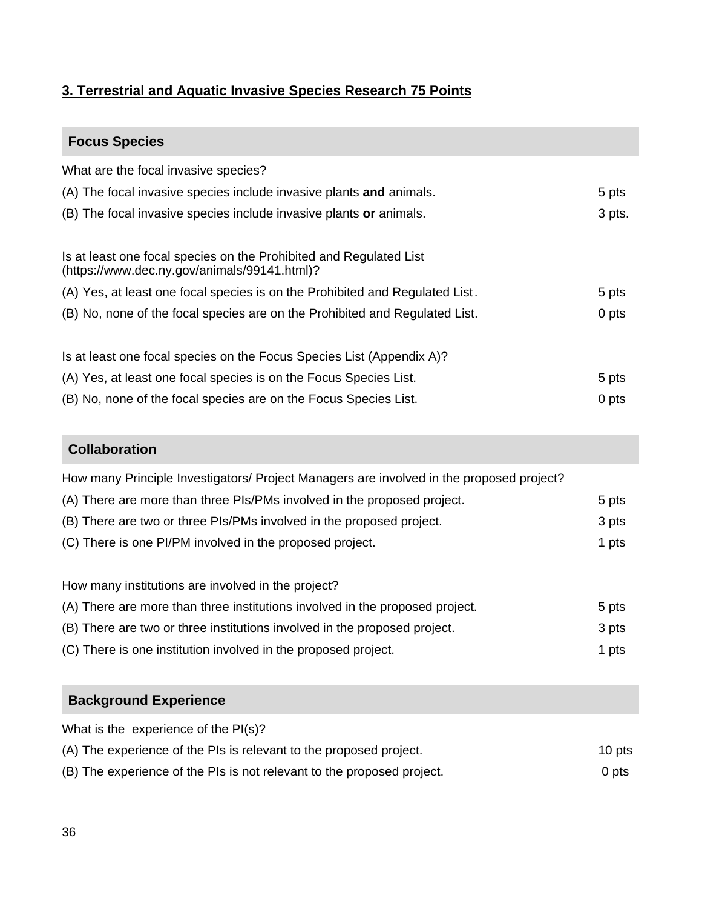**3. Terrestrial and Aquatic Invasive Species Research 75 Points**

### Focus Species

What are the focal invasive species?

| | |
|---|---|
| (A) The focal invasive species include invasive plants **and** animals. | 5 pts |
| (B) The focal invasive species include invasive plants **or** animals. | 3 pts. |

Is at least one focal species on the Prohibited and Regulated List (https://www.dec.ny.gov/animals/99141.html)?

| | |
|---|---|
| (A) Yes, at least one focal species is on the Prohibited and Regulated List. | 5 pts |
| (B) No, none of the focal species are on the Prohibited and Regulated List. | 0 pts |

Is at least one focal species on the Focus Species List (Appendix A)?

| | |
|---|---|
| (A) Yes, at least one focal species is on the Focus Species List. | 5 pts |
| (B) No, none of the focal species are on the Focus Species List. | 0 pts |

### Collaboration

How many Principle Investigators/ Project Managers are involved in the proposed project?

| | |
|---|---|
| (A) There are more than three PIs/PMs involved in the proposed project. | 5 pts |
| (B) There are two or three PIs/PMs involved in the proposed project. | 3 pts |
| (C) There is one PI/PM involved in the proposed project. | 1 pts |

How many institutions are involved in the project?

| | |
|---|---|
| (A) There are more than three institutions involved in the proposed project. | 5 pts |
| (B) There are two or three institutions involved in the proposed project. | 3 pts |
| (C) There is one institution involved in the proposed project. | 1 pts |

### Background Experience

What is the experience of the PI(s)?

| | |
|---|---|
| (A) The experience of the PIs is relevant to the proposed project. | 10 pts |
| (B) The experience of the PIs is not relevant to the proposed project. | 0 pts |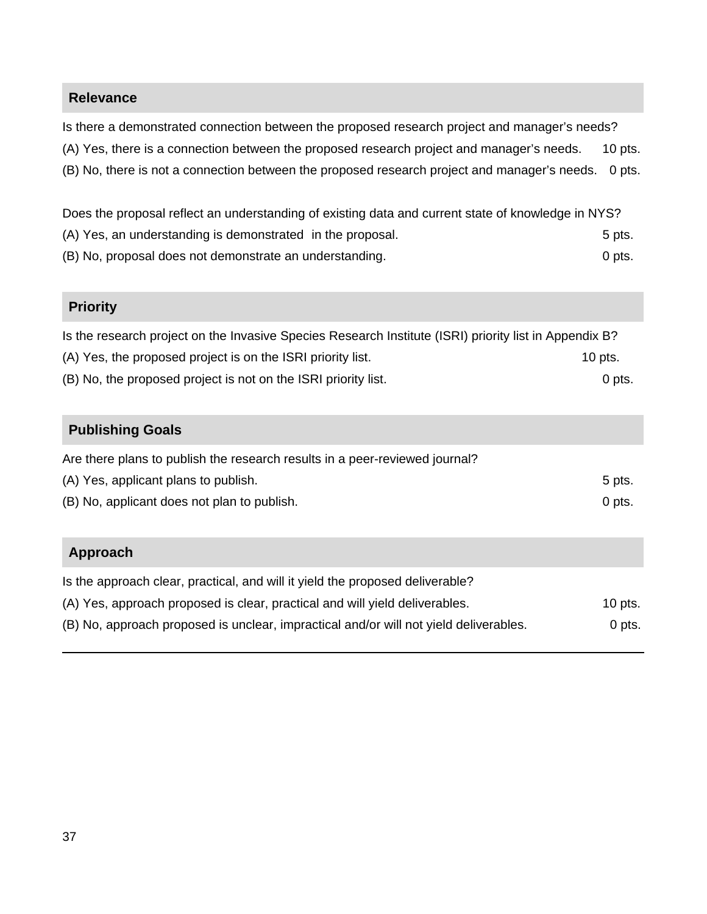### Relevance

Is there a demonstrated connection between the proposed research project and manager's needs?

(A) Yes, there is a connection between the proposed research project and manager's needs. 10 pts.

(B) No, there is not a connection between the proposed research project and manager's needs. 0 pts.

Does the proposal reflect an understanding of existing data and current state of knowledge in NYS?

(A) Yes, an understanding is demonstrated in the proposal. 5 pts.

(B) No, proposal does not demonstrate an understanding. 0 pts.

### Priority

Is the research project on the Invasive Species Research Institute (ISRI) priority list in Appendix B?

(A) Yes, the proposed project is on the ISRI priority list. 10 pts.

(B) No, the proposed project is not on the ISRI priority list. 0 pts.

### Publishing Goals

Are there plans to publish the research results in a peer-reviewed journal?

(A) Yes, applicant plans to publish. 5 pts.

(B) No, applicant does not plan to publish. 0 pts.

### Approach

Is the approach clear, practical, and will it yield the proposed deliverable?

(A) Yes, approach proposed is clear, practical and will yield deliverables. 10 pts.

(B) No, approach proposed is unclear, impractical and/or will not yield deliverables. 0 pts.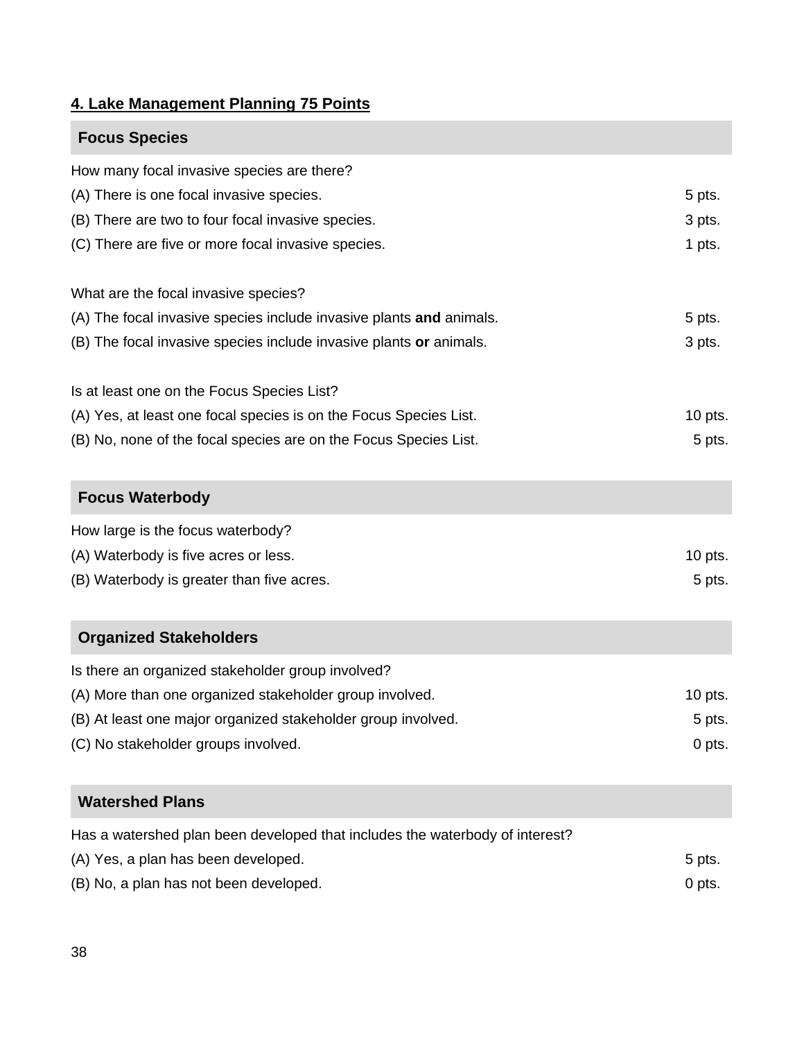**4. Lake Management Planning 75 Points**

### Focus Species

How many focal invasive species are there?

| | |
|---|---|
| (A) There is one focal invasive species. | 5 pts. |
| (B) There are two to four focal invasive species. | 3 pts. |
| (C) There are five or more focal invasive species. | 1 pts. |

What are the focal invasive species?

| | |
|---|---|
| (A) The focal invasive species include invasive plants **and** animals. | 5 pts. |
| (B) The focal invasive species include invasive plants **or** animals. | 3 pts. |

Is at least one on the Focus Species List?

| | |
|---|---|
| (A) Yes, at least one focal species is on the Focus Species List. | 10 pts. |
| (B) No, none of the focal species are on the Focus Species List. | 5 pts. |

### Focus Waterbody

How large is the focus waterbody?

| | |
|---|---|
| (A) Waterbody is five acres or less. | 10 pts. |
| (B) Waterbody is greater than five acres. | 5 pts. |

### Organized Stakeholders

Is there an organized stakeholder group involved?

| | |
|---|---|
| (A) More than one organized stakeholder group involved. | 10 pts. |
| (B) At least one major organized stakeholder group involved. | 5 pts. |
| (C) No stakeholder groups involved. | 0 pts. |

### Watershed Plans

Has a watershed plan been developed that includes the waterbody of interest?

| | |
|---|---|
| (A) Yes, a plan has been developed. | 5 pts. |
| (B) No, a plan has not been developed. | 0 pts. |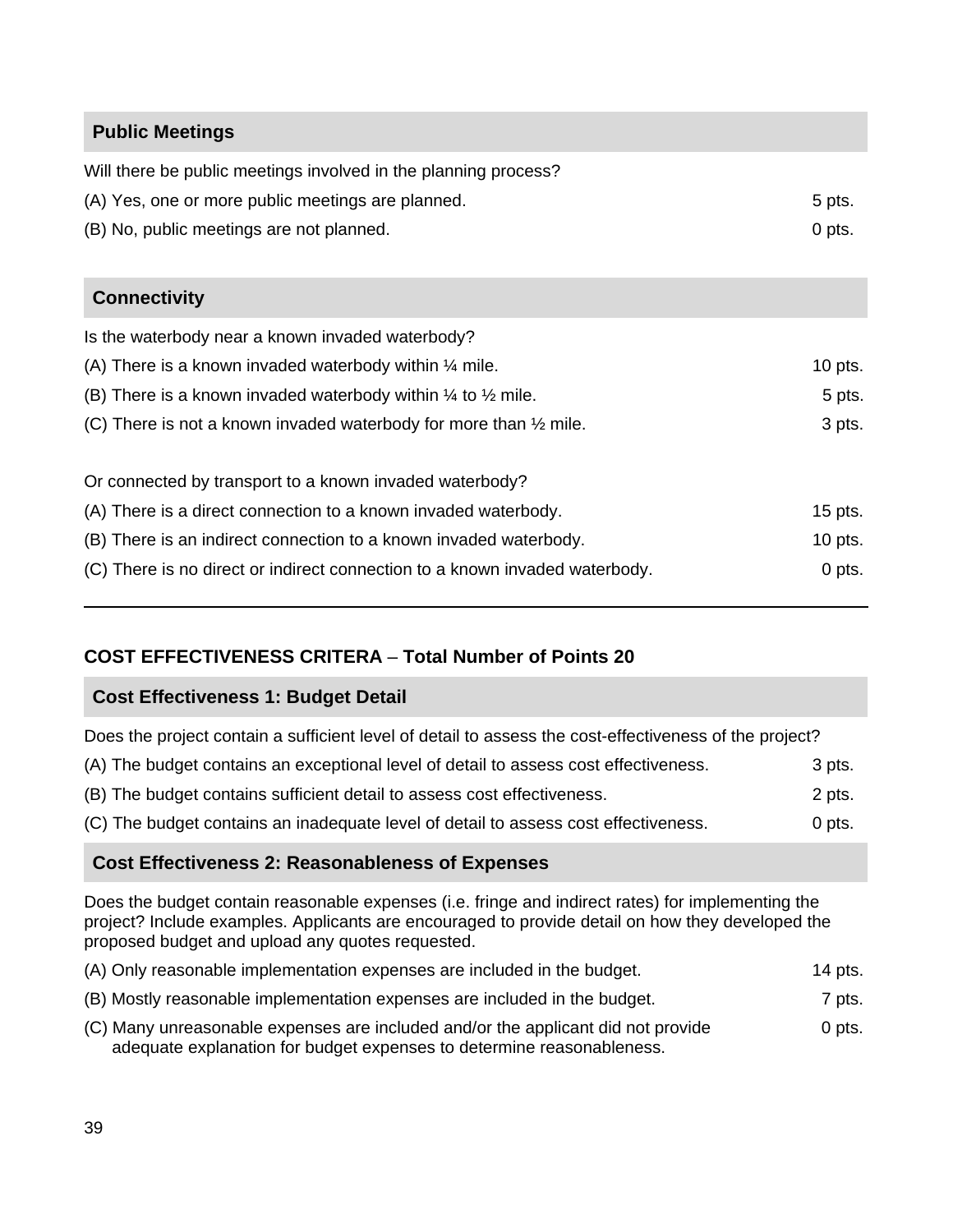### Public Meetings

Will there be public meetings involved in the planning process?

(A) Yes, one or more public meetings are planned. 5 pts.

(B) No, public meetings are not planned. 0 pts.

### Connectivity

Is the waterbody near a known invaded waterbody?

(A) There is a known invaded waterbody within ¼ mile. 10 pts.

(B) There is a known invaded waterbody within ¼ to ½ mile. 5 pts.

(C) There is not a known invaded waterbody for more than ½ mile. 3 pts.

Or connected by transport to a known invaded waterbody?

(A) There is a direct connection to a known invaded waterbody. 15 pts.

(B) There is an indirect connection to a known invaded waterbody. 10 pts.

(C) There is no direct or indirect connection to a known invaded waterbody. 0 pts.

---

## COST EFFECTIVENESS CRITERA – Total Number of Points 20

### Cost Effectiveness 1: Budget Detail

Does the project contain a sufficient level of detail to assess the cost-effectiveness of the project?

(A) The budget contains an exceptional level of detail to assess cost effectiveness. 3 pts.

(B) The budget contains sufficient detail to assess cost effectiveness. 2 pts.

(C) The budget contains an inadequate level of detail to assess cost effectiveness. 0 pts.

### Cost Effectiveness 2: Reasonableness of Expenses

Does the budget contain reasonable expenses (i.e. fringe and indirect rates) for implementing the project? Include examples. Applicants are encouraged to provide detail on how they developed the proposed budget and upload any quotes requested.

(A) Only reasonable implementation expenses are included in the budget. 14 pts.

(B) Mostly reasonable implementation expenses are included in the budget. 7 pts.

(C) Many unreasonable expenses are included and/or the applicant did not provide adequate explanation for budget expenses to determine reasonableness. 0 pts.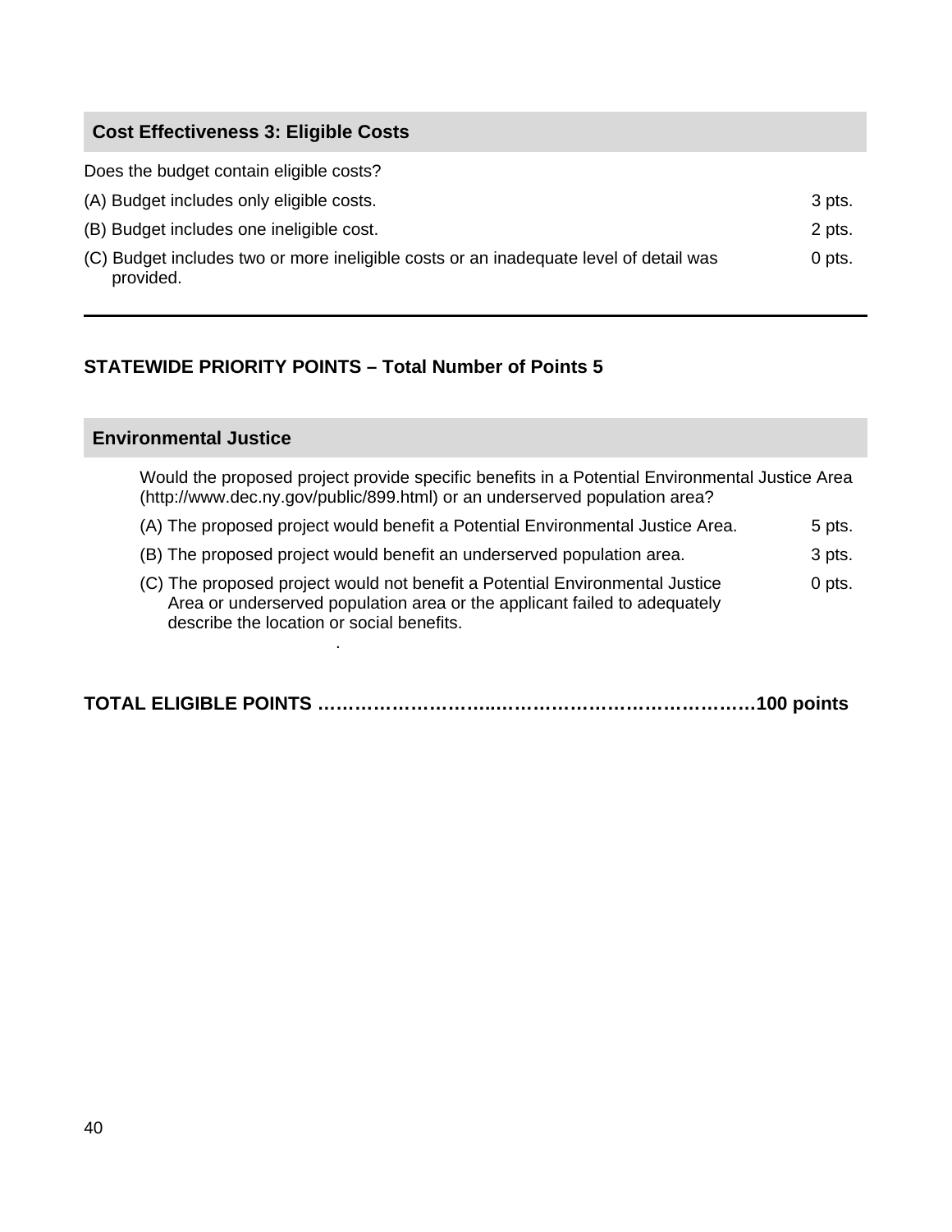### Cost Effectiveness 3: Eligible Costs

Does the budget contain eligible costs?

(A) Budget includes only eligible costs. 3 pts.

(B) Budget includes one ineligible cost. 2 pts.

(C) Budget includes two or more ineligible costs or an inadequate level of detail was provided. 0 pts.

---

**STATEWIDE PRIORITY POINTS – Total Number of Points 5**

### Environmental Justice

Would the proposed project provide specific benefits in a Potential Environmental Justice Area (http://www.dec.ny.gov/public/899.html) or an underserved population area?

(A) The proposed project would benefit a Potential Environmental Justice Area. 5 pts.

(B) The proposed project would benefit an underserved population area. 3 pts.

(C) The proposed project would not benefit a Potential Environmental Justice Area or underserved population area or the applicant failed to adequately describe the location or social benefits. 0 pts.

**TOTAL ELIGIBLE POINTS ………………………..…………………………………….100 points**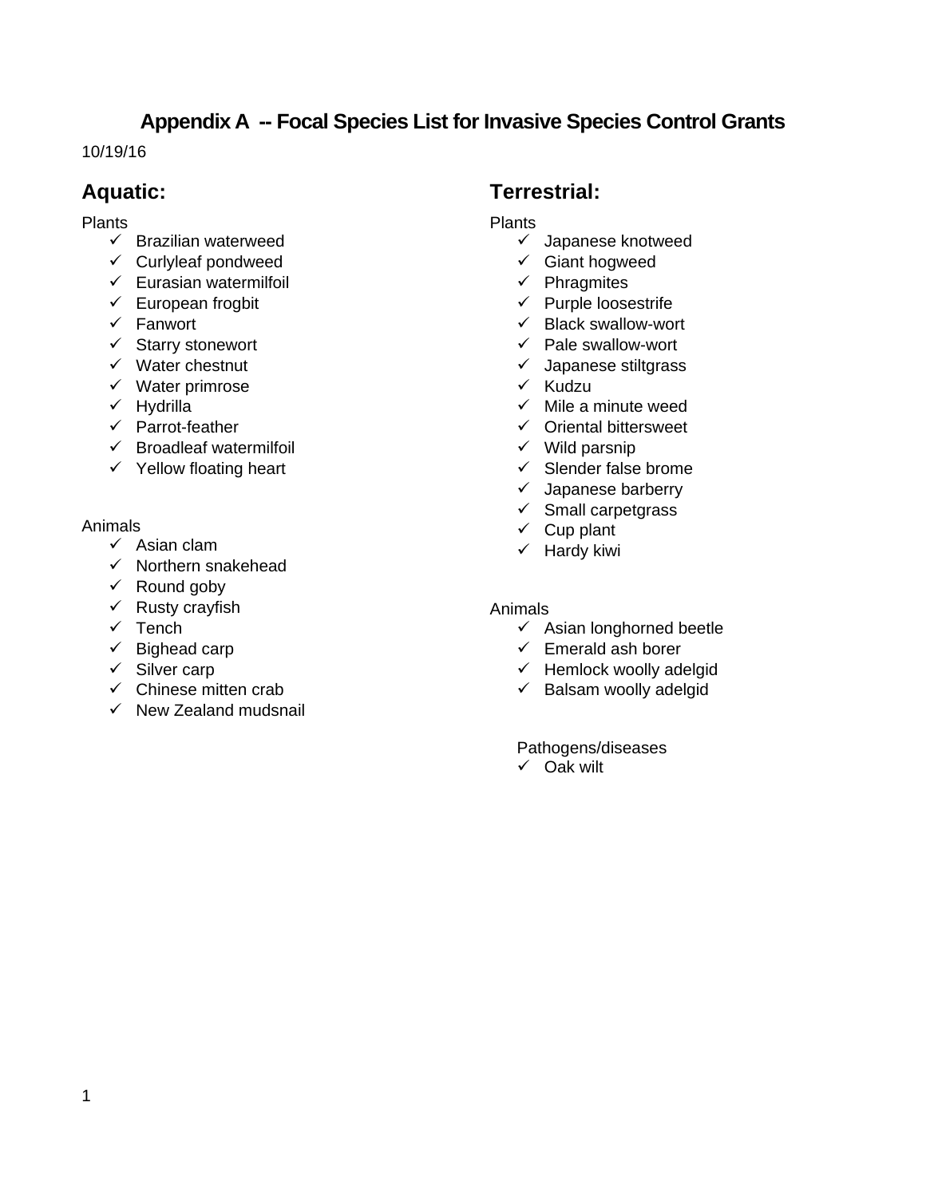# Appendix A -- Focal Species List for Invasive Species Control Grants

10/19/16

## Aquatic:

Plants

- ✓ Brazilian waterweed
- ✓ Curlyleaf pondweed
- ✓ Eurasian watermilfoil
- ✓ European frogbit
- ✓ Fanwort
- ✓ Starry stonewort
- ✓ Water chestnut
- ✓ Water primrose
- ✓ Hydrilla
- ✓ Parrot-feather
- ✓ Broadleaf watermilfoil
- ✓ Yellow floating heart

Animals

- ✓ Asian clam
- ✓ Northern snakehead
- ✓ Round goby
- ✓ Rusty crayfish
- ✓ Tench
- ✓ Bighead carp
- ✓ Silver carp
- ✓ Chinese mitten crab
- ✓ New Zealand mudsnail

## Terrestrial:

Plants

- ✓ Japanese knotweed
- ✓ Giant hogweed
- ✓ Phragmites
- ✓ Purple loosestrife
- ✓ Black swallow-wort
- ✓ Pale swallow-wort
- ✓ Japanese stiltgrass
- ✓ Kudzu
- ✓ Mile a minute weed
- ✓ Oriental bittersweet
- ✓ Wild parsnip
- ✓ Slender false brome
- ✓ Japanese barberry
- ✓ Small carpetgrass
- ✓ Cup plant
- ✓ Hardy kiwi

Animals

- ✓ Asian longhorned beetle
- ✓ Emerald ash borer
- ✓ Hemlock woolly adelgid
- ✓ Balsam woolly adelgid

Pathogens/diseases

- ✓ Oak wilt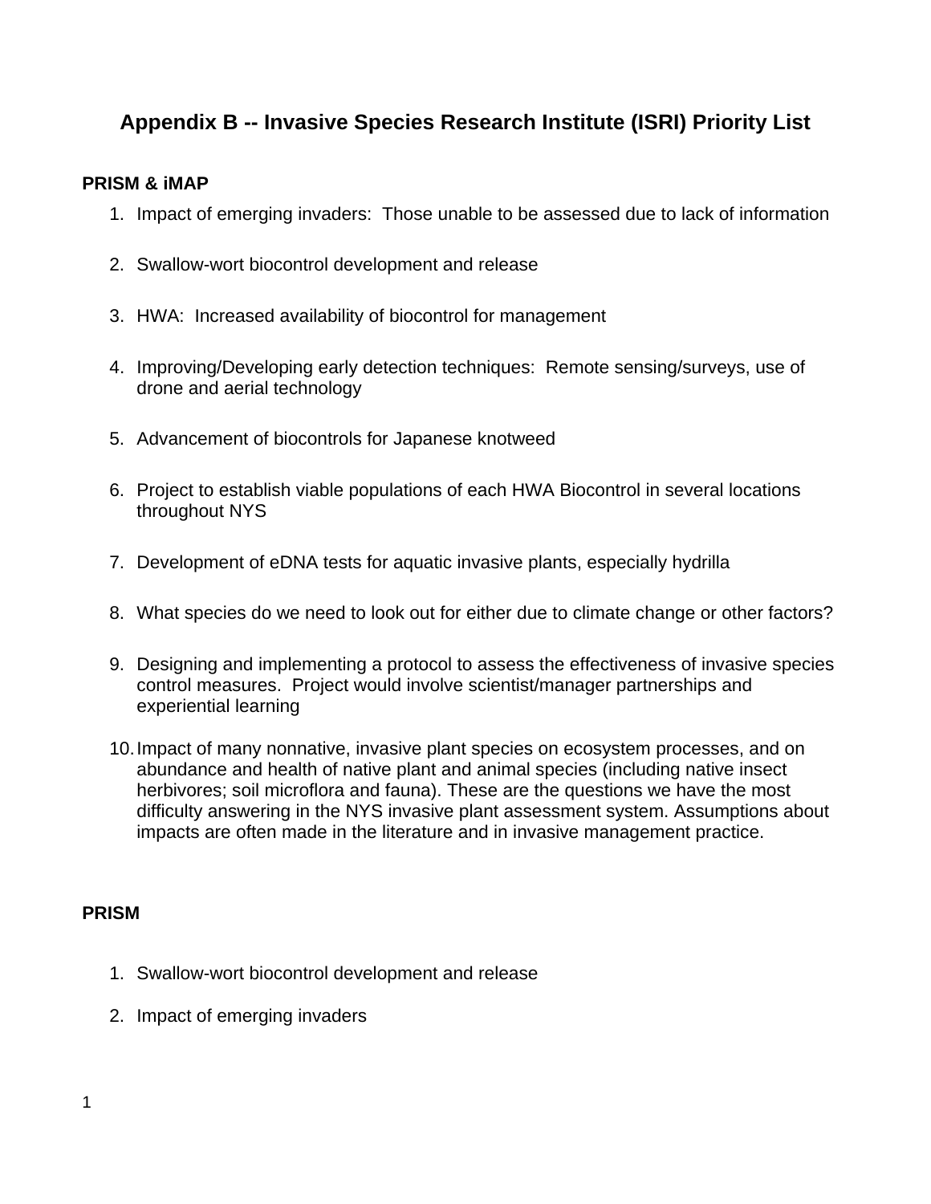# Appendix B -- Invasive Species Research Institute (ISRI) Priority List

**PRISM & iMAP**

1. Impact of emerging invaders: Those unable to be assessed due to lack of information
2. Swallow-wort biocontrol development and release
3. HWA: Increased availability of biocontrol for management
4. Improving/Developing early detection techniques: Remote sensing/surveys, use of drone and aerial technology
5. Advancement of biocontrols for Japanese knotweed
6. Project to establish viable populations of each HWA Biocontrol in several locations throughout NYS
7. Development of eDNA tests for aquatic invasive plants, especially hydrilla
8. What species do we need to look out for either due to climate change or other factors?
9. Designing and implementing a protocol to assess the effectiveness of invasive species control measures. Project would involve scientist/manager partnerships and experiential learning
10. Impact of many nonnative, invasive plant species on ecosystem processes, and on abundance and health of native plant and animal species (including native insect herbivores; soil microflora and fauna). These are the questions we have the most difficulty answering in the NYS invasive plant assessment system. Assumptions about impacts are often made in the literature and in invasive management practice.

**PRISM**

1. Swallow-wort biocontrol development and release
2. Impact of emerging invaders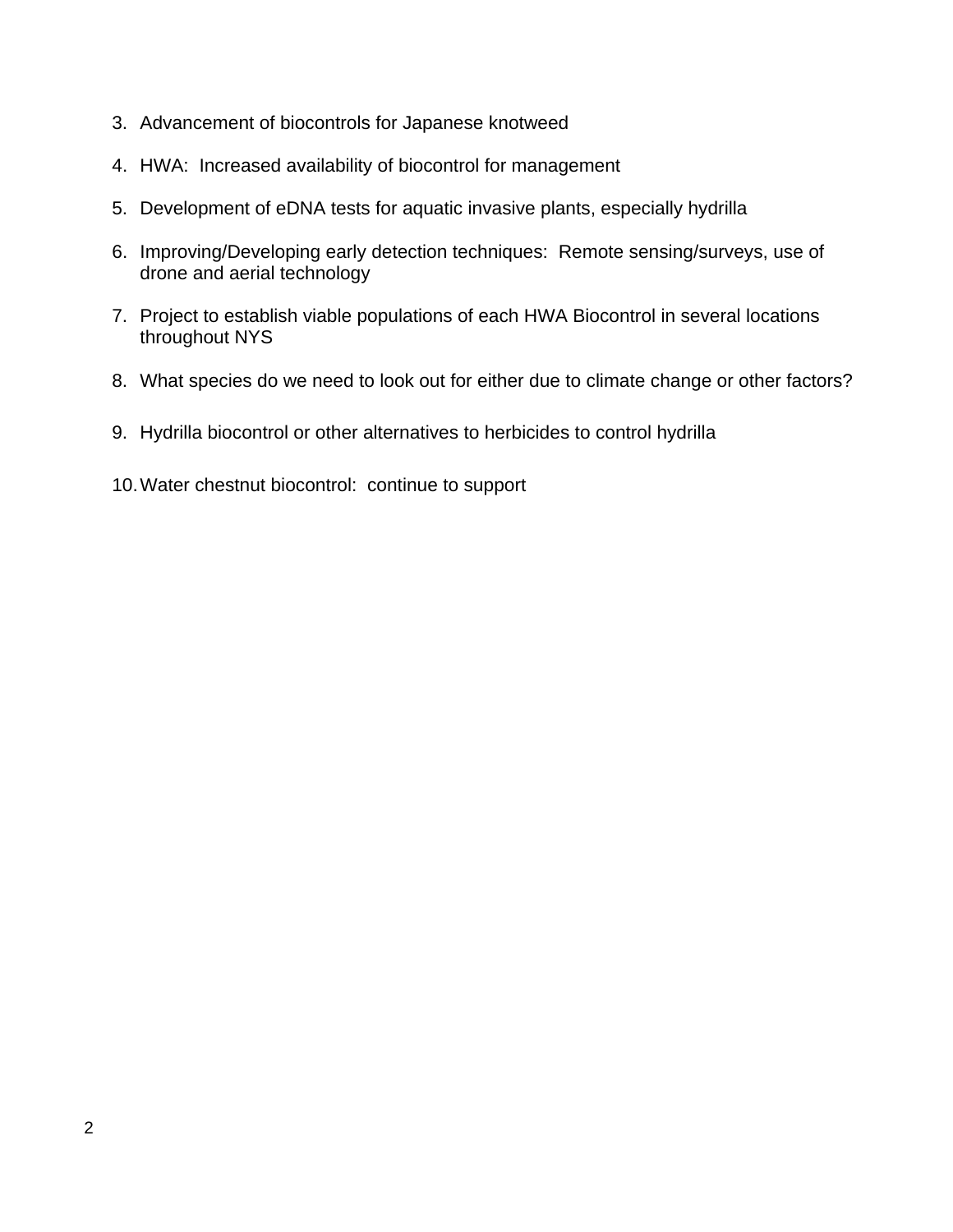3. Advancement of biocontrols for Japanese knotweed

4. HWA:  Increased availability of biocontrol for management

5. Development of eDNA tests for aquatic invasive plants, especially hydrilla

6. Improving/Developing early detection techniques:  Remote sensing/surveys, use of drone and aerial technology

7. Project to establish viable populations of each HWA Biocontrol in several locations throughout NYS

8. What species do we need to look out for either due to climate change or other factors?

9. Hydrilla biocontrol or other alternatives to herbicides to control hydrilla

10. Water chestnut biocontrol:  continue to support